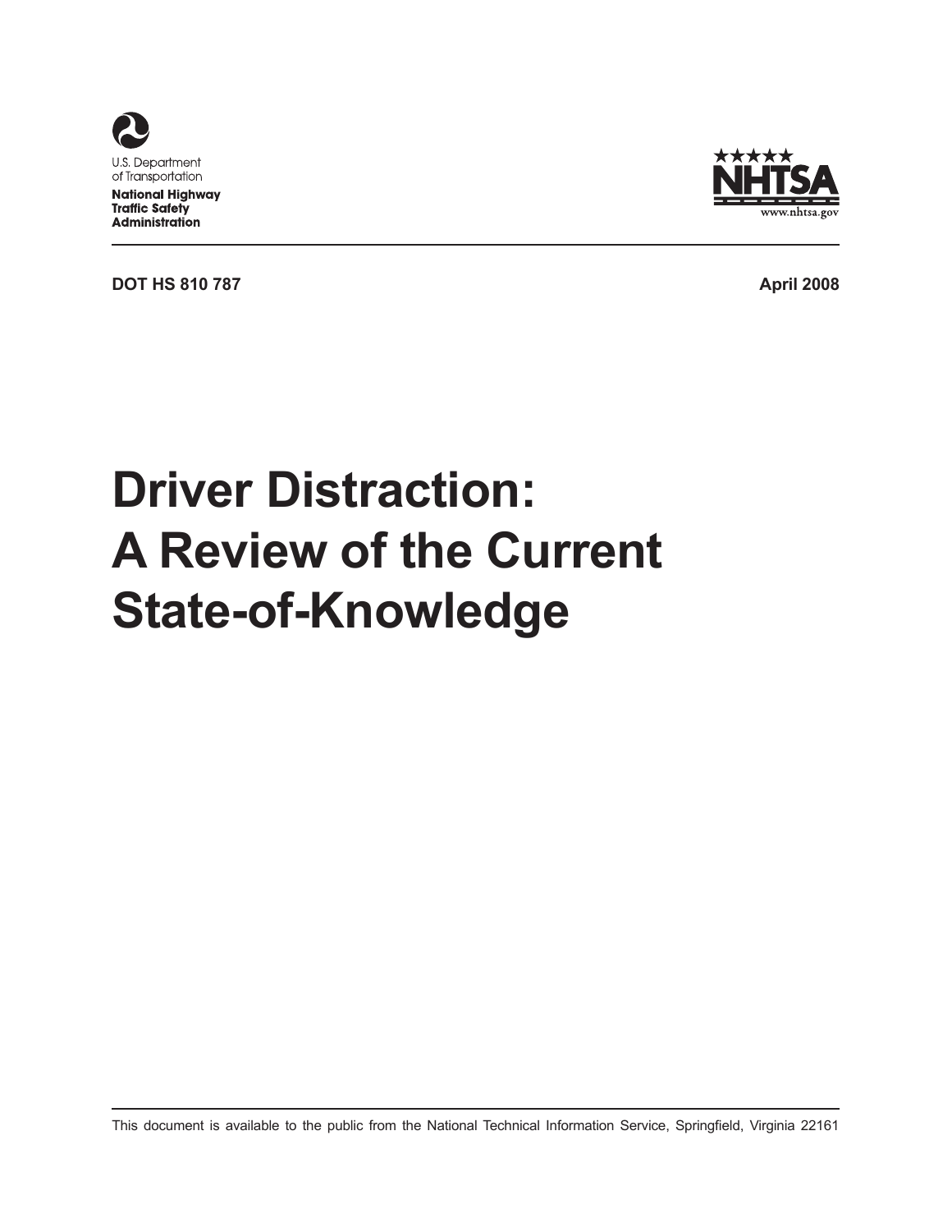U.S. Department of Transportation

**National Highway Traffic Safety Administration**

NHTSA

www.nhtsa.gov

**DOT HS 810 787** **April 2008**

# Driver Distraction: A Review of the Current State-of-Knowledge

This document is available to the public from the National Technical Information Service, Springfield, Virginia 22161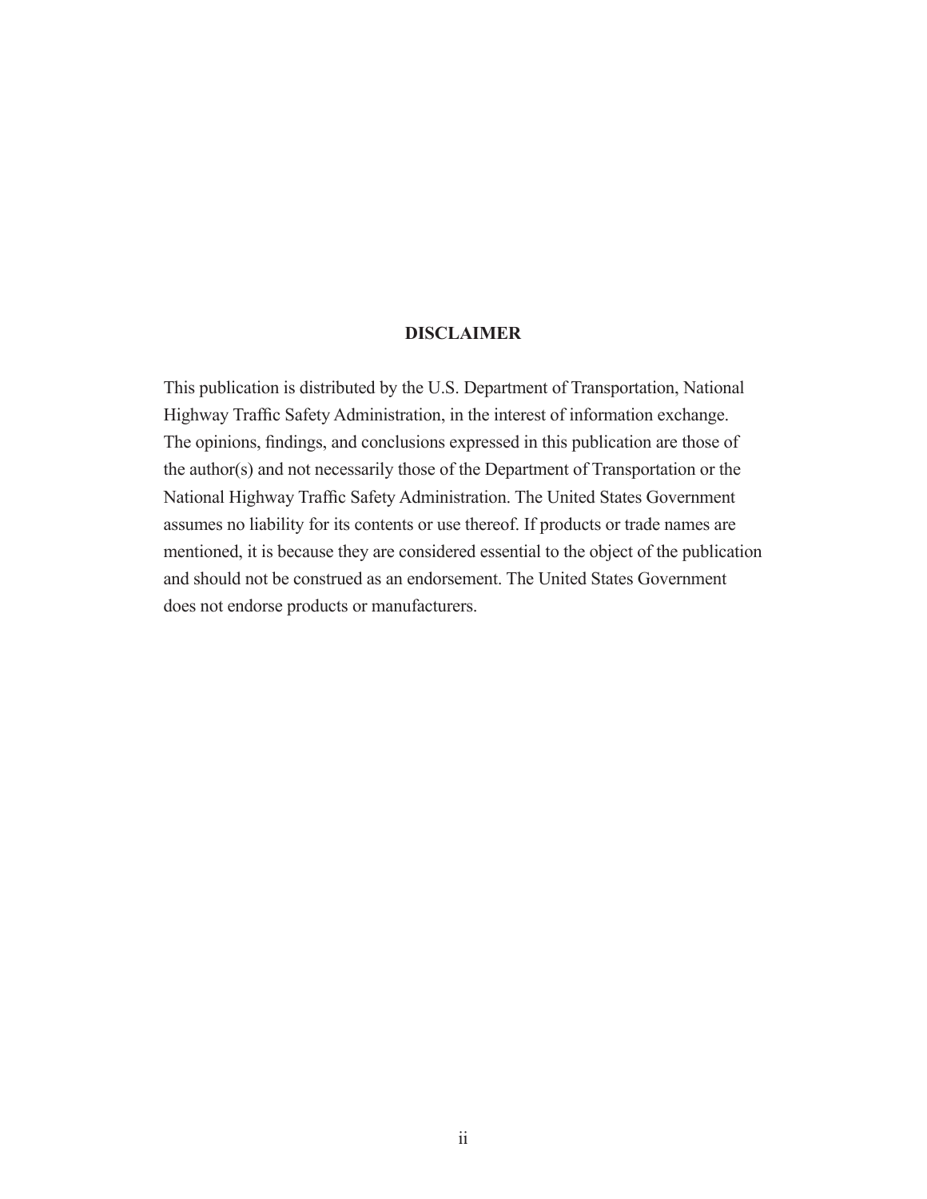**DISCLAIMER**

This publication is distributed by the U.S. Department of Transportation, National Highway Traffic Safety Administration, in the interest of information exchange. The opinions, findings, and conclusions expressed in this publication are those of the author(s) and not necessarily those of the Department of Transportation or the National Highway Traffic Safety Administration. The United States Government assumes no liability for its contents or use thereof. If products or trade names are mentioned, it is because they are considered essential to the object of the publication and should not be construed as an endorsement. The United States Government does not endorse products or manufacturers.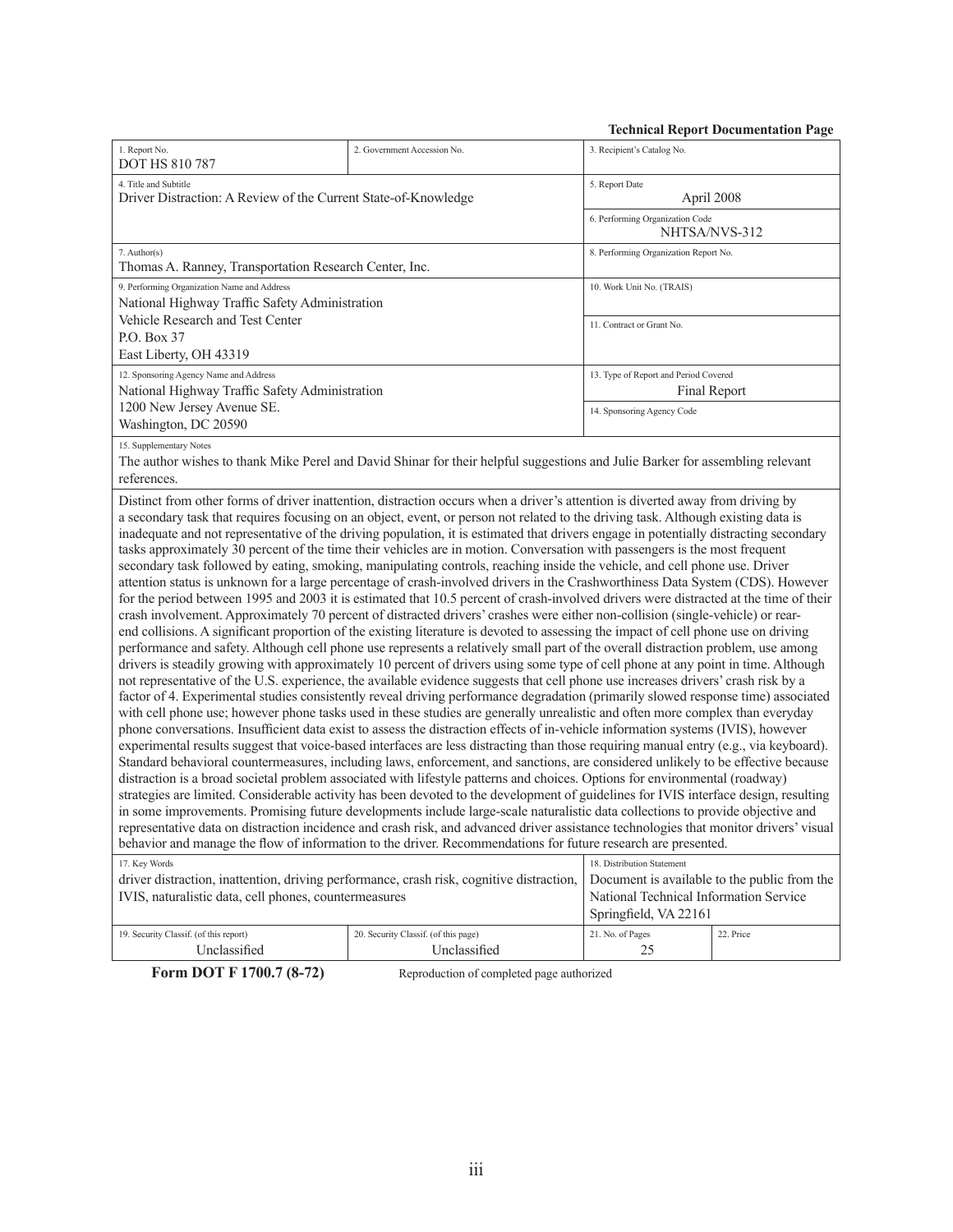**Technical Report Documentation Page**

| 1. Report No. | 2. Government Accession No. | 3. Recipient's Catalog No. | |
|---|---|---|---|
| DOT HS 810 787 | | | |
| 4. Title and Subtitle<br>Driver Distraction: A Review of the Current State-of-Knowledge | | 5. Report Date<br>April 2008 | |
| | | 6. Performing Organization Code<br>NHTSA/NVS-312 | |
| 7. Author(s)<br>Thomas A. Ranney, Transportation Research Center, Inc. | | 8. Performing Organization Report No. | |
| 9. Performing Organization Name and Address<br>National Highway Traffic Safety Administration<br>Vehicle Research and Test Center<br>P.O. Box 37<br>East Liberty, OH 43319 | | 10. Work Unit No. (TRAIS) | |
| | | 11. Contract or Grant No. | |
| 12. Sponsoring Agency Name and Address<br>National Highway Traffic Safety Administration<br>1200 New Jersey Avenue SE.<br>Washington, DC 20590 | | 13. Type of Report and Period Covered<br>Final Report | |
| | | 14. Sponsoring Agency Code | |

15. Supplementary Notes

The author wishes to thank Mike Perel and David Shinar for their helpful suggestions and Julie Barker for assembling relevant references.

Distinct from other forms of driver inattention, distraction occurs when a driver's attention is diverted away from driving by a secondary task that requires focusing on an object, event, or person not related to the driving task. Although existing data is inadequate and not representative of the driving population, it is estimated that drivers engage in potentially distracting secondary tasks approximately 30 percent of the time their vehicles are in motion. Conversation with passengers is the most frequent secondary task followed by eating, smoking, manipulating controls, reaching inside the vehicle, and cell phone use. Driver attention status is unknown for a large percentage of crash-involved drivers in the Crashworthiness Data System (CDS). However for the period between 1995 and 2003 it is estimated that 10.5 percent of crash-involved drivers were distracted at the time of their crash involvement. Approximately 70 percent of distracted drivers' crashes were either non-collision (single-vehicle) or rear-end collisions. A significant proportion of the existing literature is devoted to assessing the impact of cell phone use on driving performance and safety. Although cell phone use represents a relatively small part of the overall distraction problem, use among drivers is steadily growing with approximately 10 percent of drivers using some type of cell phone at any point in time. Although not representative of the U.S. experience, the available evidence suggests that cell phone use increases drivers' crash risk by a factor of 4. Experimental studies consistently reveal driving performance degradation (primarily slowed response time) associated with cell phone use; however phone tasks used in these studies are generally unrealistic and often more complex than everyday phone conversations. Insufficient data exist to assess the distraction effects of in-vehicle information systems (IVIS), however experimental results suggest that voice-based interfaces are less distracting than those requiring manual entry (e.g., via keyboard). Standard behavioral countermeasures, including laws, enforcement, and sanctions, are considered unlikely to be effective because distraction is a broad societal problem associated with lifestyle patterns and choices. Options for environmental (roadway) strategies are limited. Considerable activity has been devoted to the development of guidelines for IVIS interface design, resulting in some improvements. Promising future developments include large-scale naturalistic data collections to provide objective and representative data on distraction incidence and crash risk, and advanced driver assistance technologies that monitor drivers' visual behavior and manage the flow of information to the driver. Recommendations for future research are presented.

| 17. Key Words | | 18. Distribution Statement | |
|---|---|---|---|
| driver distraction, inattention, driving performance, crash risk, cognitive distraction, IVIS, naturalistic data, cell phones, countermeasures | | Document is available to the public from the National Technical Information Service Springfield, VA 22161 | |
| **19. Security Classif. (of this report)** | **20. Security Classif. (of this page)** | **21. No. of Pages** | **22. Price** |
| Unclassified | Unclassified | 25 | |

**Form DOT F 1700.7 (8-72)** Reproduction of completed page authorized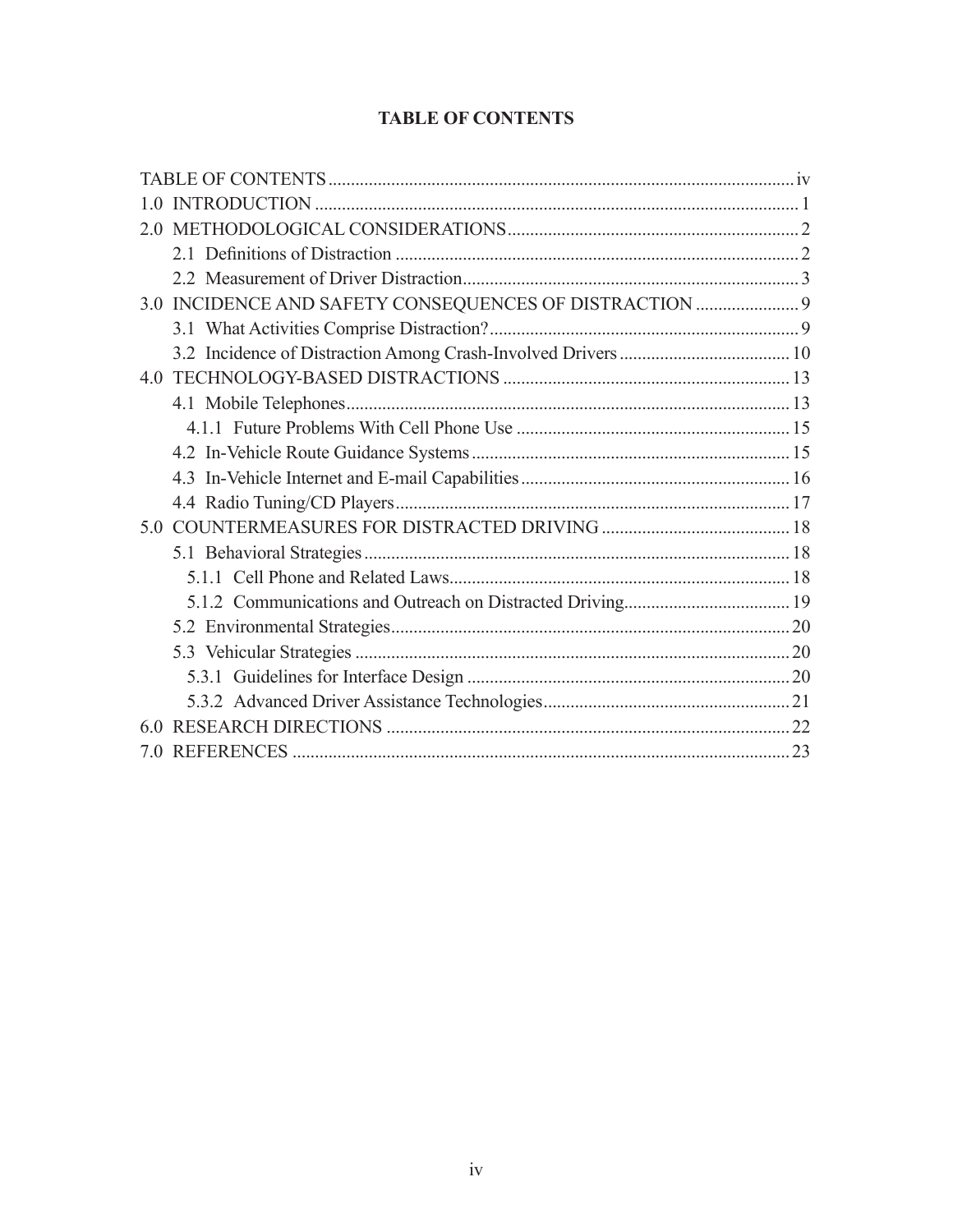# TABLE OF CONTENTS

TABLE OF CONTENTS .......... iv

1.0 INTRODUCTION .......... 1

2.0 METHODOLOGICAL CONSIDERATIONS .......... 2

- 2.1 Definitions of Distraction .......... 2
- 2.2 Measurement of Driver Distraction .......... 3

3.0 INCIDENCE AND SAFETY CONSEQUENCES OF DISTRACTION .......... 9

- 3.1 What Activities Comprise Distraction? .......... 9
- 3.2 Incidence of Distraction Among Crash-Involved Drivers .......... 10

4.0 TECHNOLOGY-BASED DISTRACTIONS .......... 13

- 4.1 Mobile Telephones .......... 13
  - 4.1.1 Future Problems With Cell Phone Use .......... 15
- 4.2 In-Vehicle Route Guidance Systems .......... 15
- 4.3 In-Vehicle Internet and E-mail Capabilities .......... 16
- 4.4 Radio Tuning/CD Players .......... 17

5.0 COUNTERMEASURES FOR DISTRACTED DRIVING .......... 18

- 5.1 Behavioral Strategies .......... 18
  - 5.1.1 Cell Phone and Related Laws .......... 18
  - 5.1.2 Communications and Outreach on Distracted Driving .......... 19
- 5.2 Environmental Strategies .......... 20
- 5.3 Vehicular Strategies .......... 20
  - 5.3.1 Guidelines for Interface Design .......... 20
  - 5.3.2 Advanced Driver Assistance Technologies .......... 21

6.0 RESEARCH DIRECTIONS .......... 22

7.0 REFERENCES .......... 23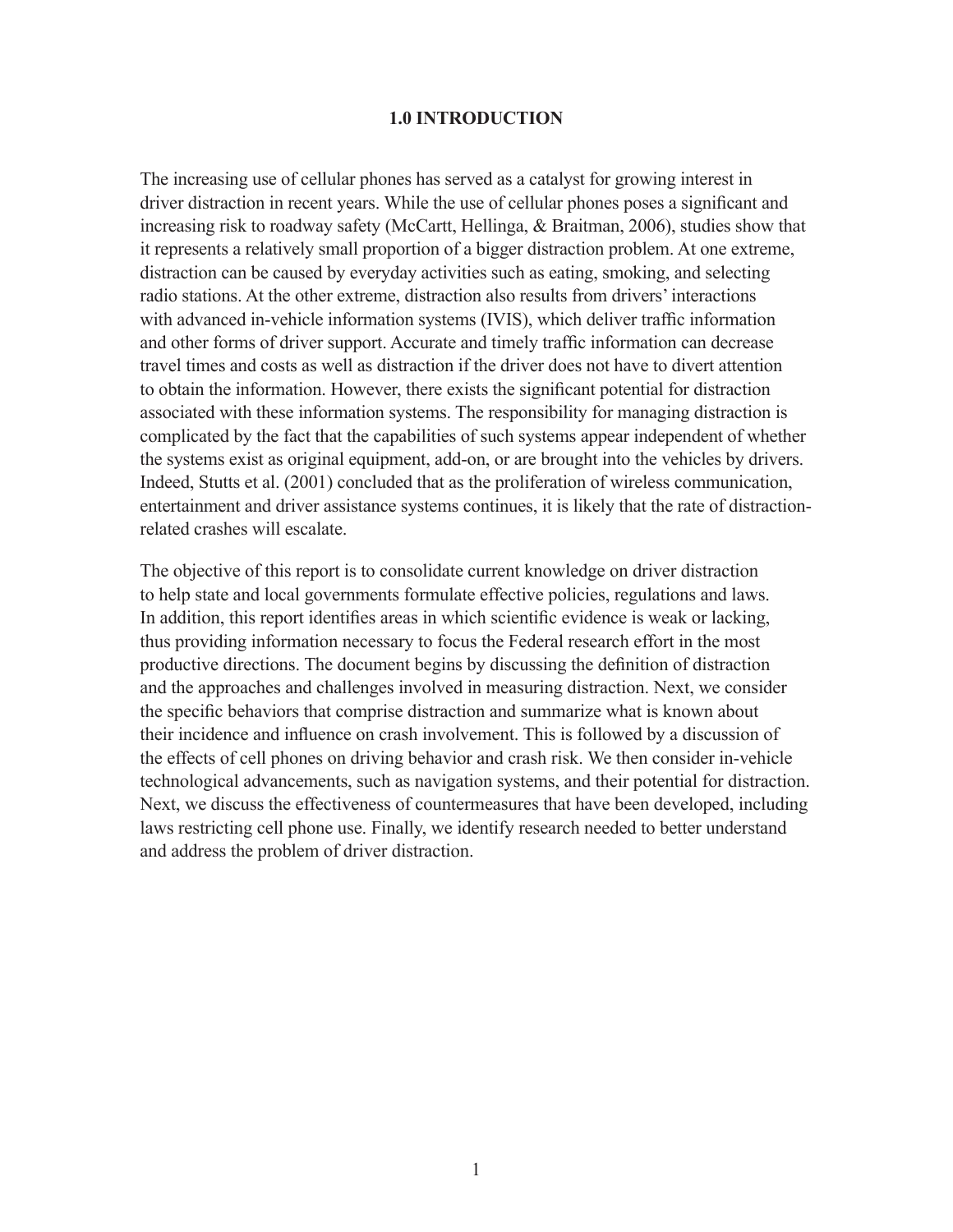# 1.0 INTRODUCTION

The increasing use of cellular phones has served as a catalyst for growing interest in driver distraction in recent years. While the use of cellular phones poses a significant and increasing risk to roadway safety (McCartt, Hellinga, & Braitman, 2006), studies show that it represents a relatively small proportion of a bigger distraction problem. At one extreme, distraction can be caused by everyday activities such as eating, smoking, and selecting radio stations. At the other extreme, distraction also results from drivers' interactions with advanced in-vehicle information systems (IVIS), which deliver traffic information and other forms of driver support. Accurate and timely traffic information can decrease travel times and costs as well as distraction if the driver does not have to divert attention to obtain the information. However, there exists the significant potential for distraction associated with these information systems. The responsibility for managing distraction is complicated by the fact that the capabilities of such systems appear independent of whether the systems exist as original equipment, add-on, or are brought into the vehicles by drivers. Indeed, Stutts et al. (2001) concluded that as the proliferation of wireless communication, entertainment and driver assistance systems continues, it is likely that the rate of distraction-related crashes will escalate.

The objective of this report is to consolidate current knowledge on driver distraction to help state and local governments formulate effective policies, regulations and laws. In addition, this report identifies areas in which scientific evidence is weak or lacking, thus providing information necessary to focus the Federal research effort in the most productive directions. The document begins by discussing the definition of distraction and the approaches and challenges involved in measuring distraction. Next, we consider the specific behaviors that comprise distraction and summarize what is known about their incidence and influence on crash involvement. This is followed by a discussion of the effects of cell phones on driving behavior and crash risk. We then consider in-vehicle technological advancements, such as navigation systems, and their potential for distraction. Next, we discuss the effectiveness of countermeasures that have been developed, including laws restricting cell phone use. Finally, we identify research needed to better understand and address the problem of driver distraction.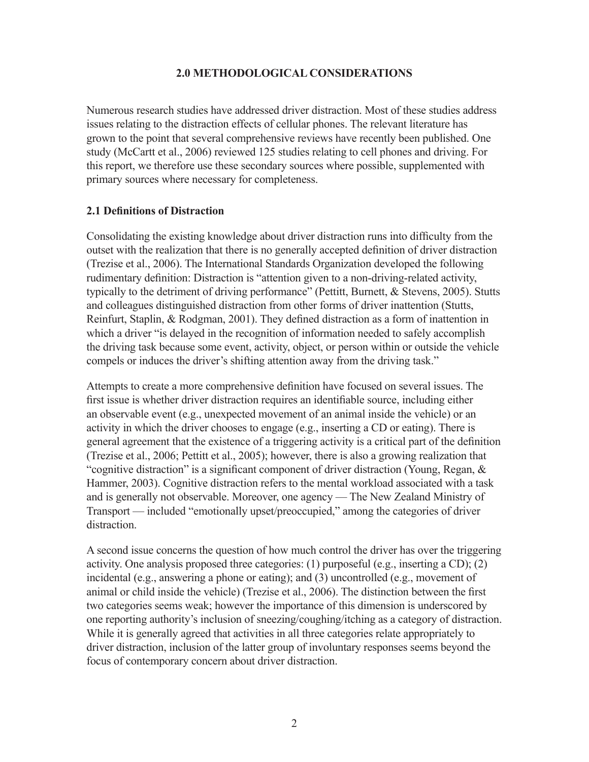## 2.0 METHODOLOGICAL CONSIDERATIONS

Numerous research studies have addressed driver distraction. Most of these studies address issues relating to the distraction effects of cellular phones. The relevant literature has grown to the point that several comprehensive reviews have recently been published. One study (McCartt et al., 2006) reviewed 125 studies relating to cell phones and driving. For this report, we therefore use these secondary sources where possible, supplemented with primary sources where necessary for completeness.

### 2.1 Definitions of Distraction

Consolidating the existing knowledge about driver distraction runs into difficulty from the outset with the realization that there is no generally accepted definition of driver distraction (Trezise et al., 2006). The International Standards Organization developed the following rudimentary definition: Distraction is "attention given to a non-driving-related activity, typically to the detriment of driving performance" (Pettitt, Burnett, & Stevens, 2005). Stutts and colleagues distinguished distraction from other forms of driver inattention (Stutts, Reinfurt, Staplin, & Rodgman, 2001). They defined distraction as a form of inattention in which a driver "is delayed in the recognition of information needed to safely accomplish the driving task because some event, activity, object, or person within or outside the vehicle compels or induces the driver's shifting attention away from the driving task."

Attempts to create a more comprehensive definition have focused on several issues. The first issue is whether driver distraction requires an identifiable source, including either an observable event (e.g., unexpected movement of an animal inside the vehicle) or an activity in which the driver chooses to engage (e.g., inserting a CD or eating). There is general agreement that the existence of a triggering activity is a critical part of the definition (Trezise et al., 2006; Pettitt et al., 2005); however, there is also a growing realization that "cognitive distraction" is a significant component of driver distraction (Young, Regan, & Hammer, 2003). Cognitive distraction refers to the mental workload associated with a task and is generally not observable. Moreover, one agency — The New Zealand Ministry of Transport — included "emotionally upset/preoccupied," among the categories of driver distraction.

A second issue concerns the question of how much control the driver has over the triggering activity. One analysis proposed three categories: (1) purposeful (e.g., inserting a CD); (2) incidental (e.g., answering a phone or eating); and (3) uncontrolled (e.g., movement of animal or child inside the vehicle) (Trezise et al., 2006). The distinction between the first two categories seems weak; however the importance of this dimension is underscored by one reporting authority's inclusion of sneezing/coughing/itching as a category of distraction. While it is generally agreed that activities in all three categories relate appropriately to driver distraction, inclusion of the latter group of involuntary responses seems beyond the focus of contemporary concern about driver distraction.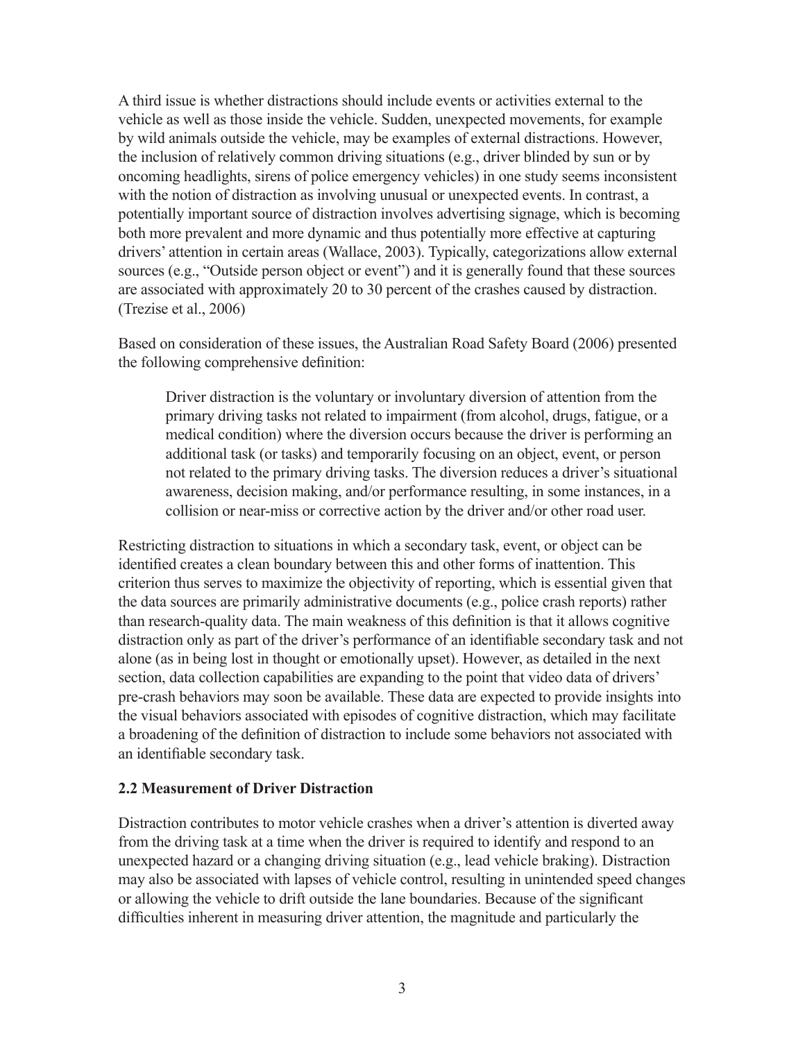A third issue is whether distractions should include events or activities external to the vehicle as well as those inside the vehicle. Sudden, unexpected movements, for example by wild animals outside the vehicle, may be examples of external distractions. However, the inclusion of relatively common driving situations (e.g., driver blinded by sun or by oncoming headlights, sirens of police emergency vehicles) in one study seems inconsistent with the notion of distraction as involving unusual or unexpected events. In contrast, a potentially important source of distraction involves advertising signage, which is becoming both more prevalent and more dynamic and thus potentially more effective at capturing drivers' attention in certain areas (Wallace, 2003). Typically, categorizations allow external sources (e.g., "Outside person object or event") and it is generally found that these sources are associated with approximately 20 to 30 percent of the crashes caused by distraction. (Trezise et al., 2006)

Based on consideration of these issues, the Australian Road Safety Board (2006) presented the following comprehensive definition:

> Driver distraction is the voluntary or involuntary diversion of attention from the primary driving tasks not related to impairment (from alcohol, drugs, fatigue, or a medical condition) where the diversion occurs because the driver is performing an additional task (or tasks) and temporarily focusing on an object, event, or person not related to the primary driving tasks. The diversion reduces a driver's situational awareness, decision making, and/or performance resulting, in some instances, in a collision or near-miss or corrective action by the driver and/or other road user.

Restricting distraction to situations in which a secondary task, event, or object can be identified creates a clean boundary between this and other forms of inattention. This criterion thus serves to maximize the objectivity of reporting, which is essential given that the data sources are primarily administrative documents (e.g., police crash reports) rather than research-quality data. The main weakness of this definition is that it allows cognitive distraction only as part of the driver's performance of an identifiable secondary task and not alone (as in being lost in thought or emotionally upset). However, as detailed in the next section, data collection capabilities are expanding to the point that video data of drivers' pre-crash behaviors may soon be available. These data are expected to provide insights into the visual behaviors associated with episodes of cognitive distraction, which may facilitate a broadening of the definition of distraction to include some behaviors not associated with an identifiable secondary task.

### 2.2 Measurement of Driver Distraction

Distraction contributes to motor vehicle crashes when a driver's attention is diverted away from the driving task at a time when the driver is required to identify and respond to an unexpected hazard or a changing driving situation (e.g., lead vehicle braking). Distraction may also be associated with lapses of vehicle control, resulting in unintended speed changes or allowing the vehicle to drift outside the lane boundaries. Because of the significant difficulties inherent in measuring driver attention, the magnitude and particularly the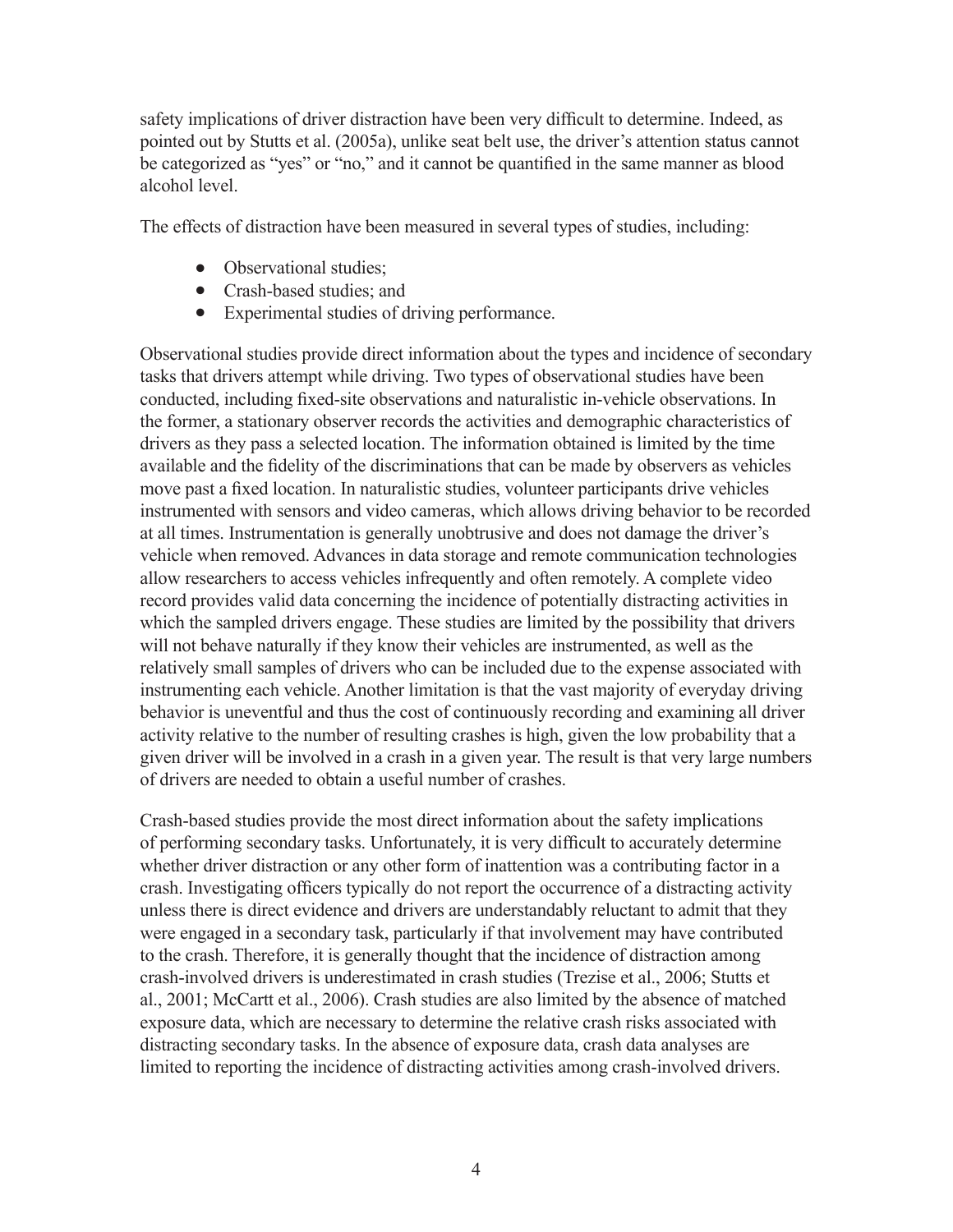safety implications of driver distraction have been very difficult to determine. Indeed, as pointed out by Stutts et al. (2005a), unlike seat belt use, the driver's attention status cannot be categorized as "yes" or "no," and it cannot be quantified in the same manner as blood alcohol level.

The effects of distraction have been measured in several types of studies, including:

- Observational studies;
- Crash-based studies; and
- Experimental studies of driving performance.

Observational studies provide direct information about the types and incidence of secondary tasks that drivers attempt while driving. Two types of observational studies have been conducted, including fixed-site observations and naturalistic in-vehicle observations. In the former, a stationary observer records the activities and demographic characteristics of drivers as they pass a selected location. The information obtained is limited by the time available and the fidelity of the discriminations that can be made by observers as vehicles move past a fixed location. In naturalistic studies, volunteer participants drive vehicles instrumented with sensors and video cameras, which allows driving behavior to be recorded at all times. Instrumentation is generally unobtrusive and does not damage the driver's vehicle when removed. Advances in data storage and remote communication technologies allow researchers to access vehicles infrequently and often remotely. A complete video record provides valid data concerning the incidence of potentially distracting activities in which the sampled drivers engage. These studies are limited by the possibility that drivers will not behave naturally if they know their vehicles are instrumented, as well as the relatively small samples of drivers who can be included due to the expense associated with instrumenting each vehicle. Another limitation is that the vast majority of everyday driving behavior is uneventful and thus the cost of continuously recording and examining all driver activity relative to the number of resulting crashes is high, given the low probability that a given driver will be involved in a crash in a given year. The result is that very large numbers of drivers are needed to obtain a useful number of crashes.

Crash-based studies provide the most direct information about the safety implications of performing secondary tasks. Unfortunately, it is very difficult to accurately determine whether driver distraction or any other form of inattention was a contributing factor in a crash. Investigating officers typically do not report the occurrence of a distracting activity unless there is direct evidence and drivers are understandably reluctant to admit that they were engaged in a secondary task, particularly if that involvement may have contributed to the crash. Therefore, it is generally thought that the incidence of distraction among crash-involved drivers is underestimated in crash studies (Trezise et al., 2006; Stutts et al., 2001; McCartt et al., 2006). Crash studies are also limited by the absence of matched exposure data, which are necessary to determine the relative crash risks associated with distracting secondary tasks. In the absence of exposure data, crash data analyses are limited to reporting the incidence of distracting activities among crash-involved drivers.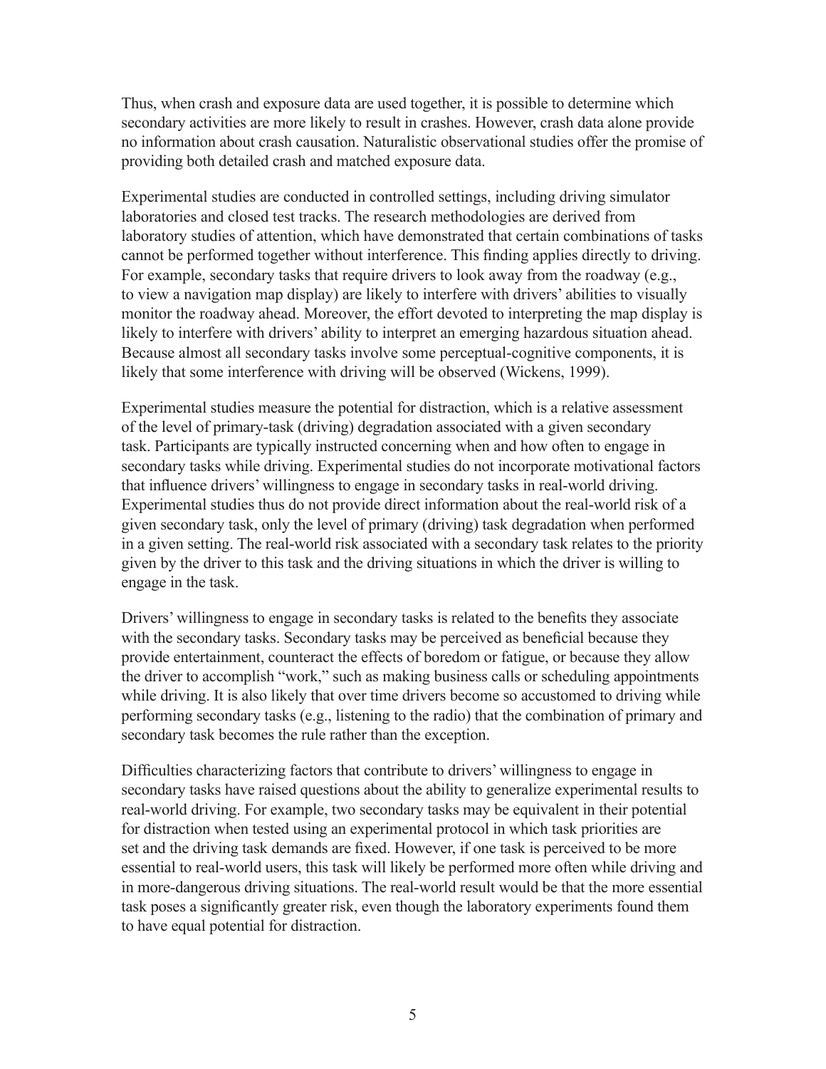Thus, when crash and exposure data are used together, it is possible to determine which secondary activities are more likely to result in crashes. However, crash data alone provide no information about crash causation. Naturalistic observational studies offer the promise of providing both detailed crash and matched exposure data.

Experimental studies are conducted in controlled settings, including driving simulator laboratories and closed test tracks. The research methodologies are derived from laboratory studies of attention, which have demonstrated that certain combinations of tasks cannot be performed together without interference. This finding applies directly to driving. For example, secondary tasks that require drivers to look away from the roadway (e.g., to view a navigation map display) are likely to interfere with drivers' abilities to visually monitor the roadway ahead. Moreover, the effort devoted to interpreting the map display is likely to interfere with drivers' ability to interpret an emerging hazardous situation ahead. Because almost all secondary tasks involve some perceptual-cognitive components, it is likely that some interference with driving will be observed (Wickens, 1999).

Experimental studies measure the potential for distraction, which is a relative assessment of the level of primary-task (driving) degradation associated with a given secondary task. Participants are typically instructed concerning when and how often to engage in secondary tasks while driving. Experimental studies do not incorporate motivational factors that influence drivers' willingness to engage in secondary tasks in real-world driving. Experimental studies thus do not provide direct information about the real-world risk of a given secondary task, only the level of primary (driving) task degradation when performed in a given setting. The real-world risk associated with a secondary task relates to the priority given by the driver to this task and the driving situations in which the driver is willing to engage in the task.

Drivers' willingness to engage in secondary tasks is related to the benefits they associate with the secondary tasks. Secondary tasks may be perceived as beneficial because they provide entertainment, counteract the effects of boredom or fatigue, or because they allow the driver to accomplish "work," such as making business calls or scheduling appointments while driving. It is also likely that over time drivers become so accustomed to driving while performing secondary tasks (e.g., listening to the radio) that the combination of primary and secondary task becomes the rule rather than the exception.

Difficulties characterizing factors that contribute to drivers' willingness to engage in secondary tasks have raised questions about the ability to generalize experimental results to real-world driving. For example, two secondary tasks may be equivalent in their potential for distraction when tested using an experimental protocol in which task priorities are set and the driving task demands are fixed. However, if one task is perceived to be more essential to real-world users, this task will likely be performed more often while driving and in more-dangerous driving situations. The real-world result would be that the more essential task poses a significantly greater risk, even though the laboratory experiments found them to have equal potential for distraction.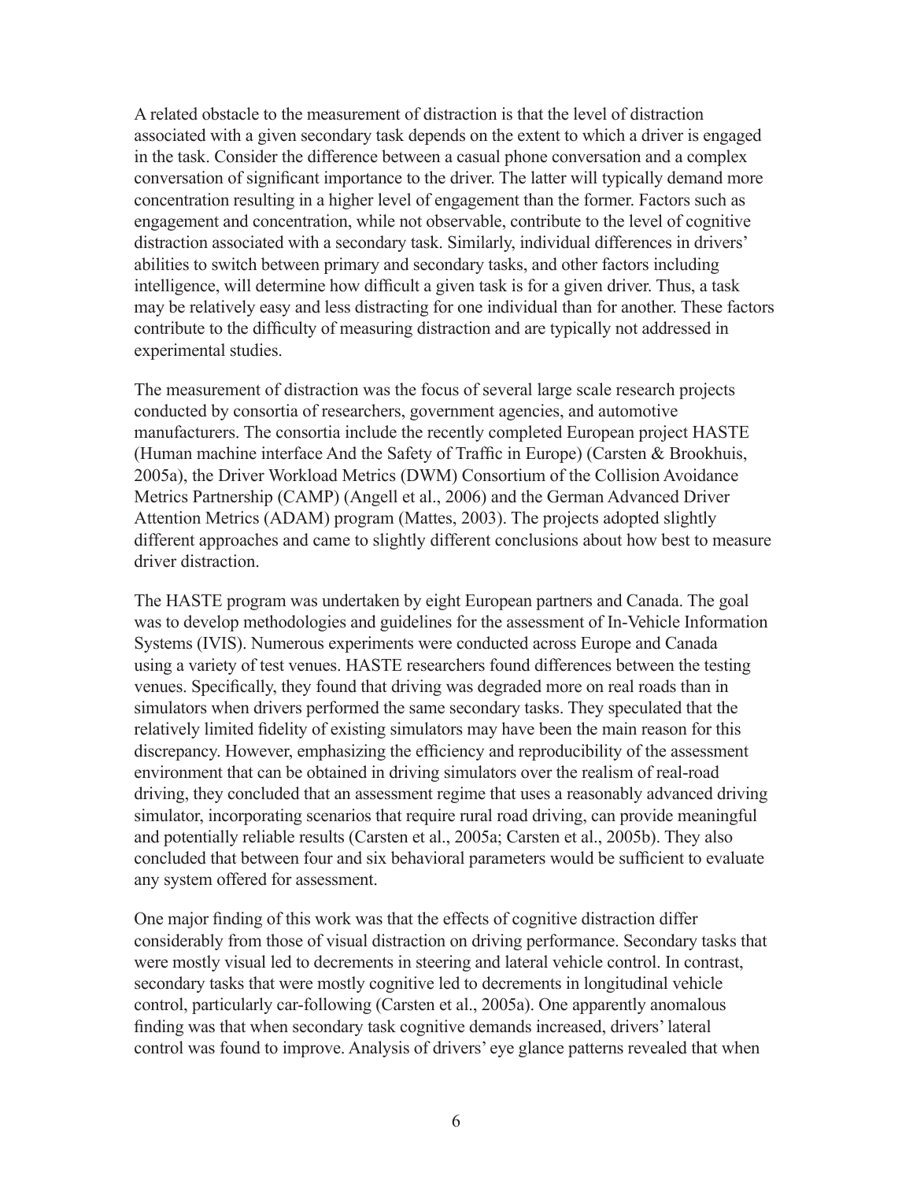A related obstacle to the measurement of distraction is that the level of distraction associated with a given secondary task depends on the extent to which a driver is engaged in the task. Consider the difference between a casual phone conversation and a complex conversation of significant importance to the driver. The latter will typically demand more concentration resulting in a higher level of engagement than the former. Factors such as engagement and concentration, while not observable, contribute to the level of cognitive distraction associated with a secondary task. Similarly, individual differences in drivers' abilities to switch between primary and secondary tasks, and other factors including intelligence, will determine how difficult a given task is for a given driver. Thus, a task may be relatively easy and less distracting for one individual than for another. These factors contribute to the difficulty of measuring distraction and are typically not addressed in experimental studies.

The measurement of distraction was the focus of several large scale research projects conducted by consortia of researchers, government agencies, and automotive manufacturers. The consortia include the recently completed European project HASTE (Human machine interface And the Safety of Traffic in Europe) (Carsten & Brookhuis, 2005a), the Driver Workload Metrics (DWM) Consortium of the Collision Avoidance Metrics Partnership (CAMP) (Angell et al., 2006) and the German Advanced Driver Attention Metrics (ADAM) program (Mattes, 2003). The projects adopted slightly different approaches and came to slightly different conclusions about how best to measure driver distraction.

The HASTE program was undertaken by eight European partners and Canada. The goal was to develop methodologies and guidelines for the assessment of In-Vehicle Information Systems (IVIS). Numerous experiments were conducted across Europe and Canada using a variety of test venues. HASTE researchers found differences between the testing venues. Specifically, they found that driving was degraded more on real roads than in simulators when drivers performed the same secondary tasks. They speculated that the relatively limited fidelity of existing simulators may have been the main reason for this discrepancy. However, emphasizing the efficiency and reproducibility of the assessment environment that can be obtained in driving simulators over the realism of real-road driving, they concluded that an assessment regime that uses a reasonably advanced driving simulator, incorporating scenarios that require rural road driving, can provide meaningful and potentially reliable results (Carsten et al., 2005a; Carsten et al., 2005b). They also concluded that between four and six behavioral parameters would be sufficient to evaluate any system offered for assessment.

One major finding of this work was that the effects of cognitive distraction differ considerably from those of visual distraction on driving performance. Secondary tasks that were mostly visual led to decrements in steering and lateral vehicle control. In contrast, secondary tasks that were mostly cognitive led to decrements in longitudinal vehicle control, particularly car-following (Carsten et al., 2005a). One apparently anomalous finding was that when secondary task cognitive demands increased, drivers' lateral control was found to improve. Analysis of drivers' eye glance patterns revealed that when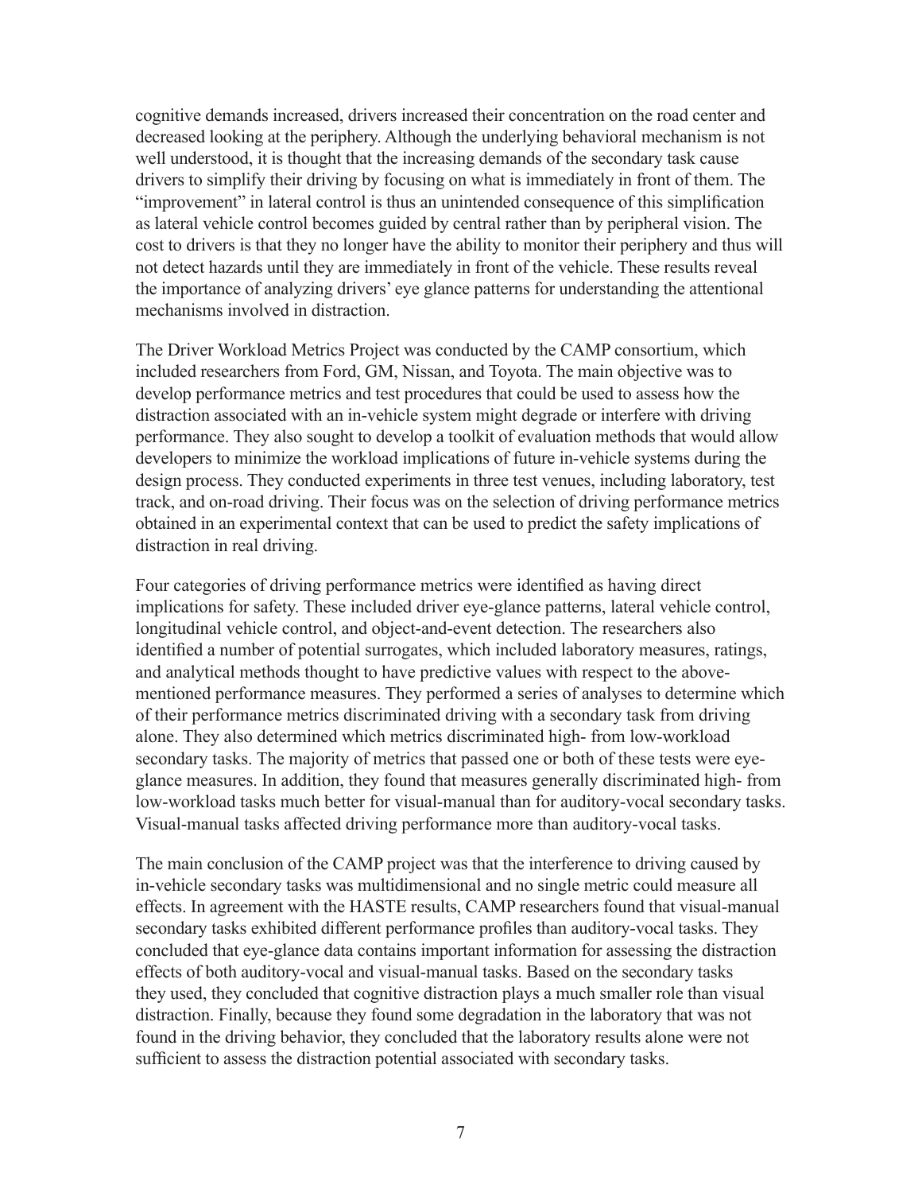cognitive demands increased, drivers increased their concentration on the road center and decreased looking at the periphery. Although the underlying behavioral mechanism is not well understood, it is thought that the increasing demands of the secondary task cause drivers to simplify their driving by focusing on what is immediately in front of them. The "improvement" in lateral control is thus an unintended consequence of this simplification as lateral vehicle control becomes guided by central rather than by peripheral vision. The cost to drivers is that they no longer have the ability to monitor their periphery and thus will not detect hazards until they are immediately in front of the vehicle. These results reveal the importance of analyzing drivers' eye glance patterns for understanding the attentional mechanisms involved in distraction.

The Driver Workload Metrics Project was conducted by the CAMP consortium, which included researchers from Ford, GM, Nissan, and Toyota. The main objective was to develop performance metrics and test procedures that could be used to assess how the distraction associated with an in-vehicle system might degrade or interfere with driving performance. They also sought to develop a toolkit of evaluation methods that would allow developers to minimize the workload implications of future in-vehicle systems during the design process. They conducted experiments in three test venues, including laboratory, test track, and on-road driving. Their focus was on the selection of driving performance metrics obtained in an experimental context that can be used to predict the safety implications of distraction in real driving.

Four categories of driving performance metrics were identified as having direct implications for safety. These included driver eye-glance patterns, lateral vehicle control, longitudinal vehicle control, and object-and-event detection. The researchers also identified a number of potential surrogates, which included laboratory measures, ratings, and analytical methods thought to have predictive values with respect to the above-mentioned performance measures. They performed a series of analyses to determine which of their performance metrics discriminated driving with a secondary task from driving alone. They also determined which metrics discriminated high- from low-workload secondary tasks. The majority of metrics that passed one or both of these tests were eye-glance measures. In addition, they found that measures generally discriminated high- from low-workload tasks much better for visual-manual than for auditory-vocal secondary tasks. Visual-manual tasks affected driving performance more than auditory-vocal tasks.

The main conclusion of the CAMP project was that the interference to driving caused by in-vehicle secondary tasks was multidimensional and no single metric could measure all effects. In agreement with the HASTE results, CAMP researchers found that visual-manual secondary tasks exhibited different performance profiles than auditory-vocal tasks. They concluded that eye-glance data contains important information for assessing the distraction effects of both auditory-vocal and visual-manual tasks. Based on the secondary tasks they used, they concluded that cognitive distraction plays a much smaller role than visual distraction. Finally, because they found some degradation in the laboratory that was not found in the driving behavior, they concluded that the laboratory results alone were not sufficient to assess the distraction potential associated with secondary tasks.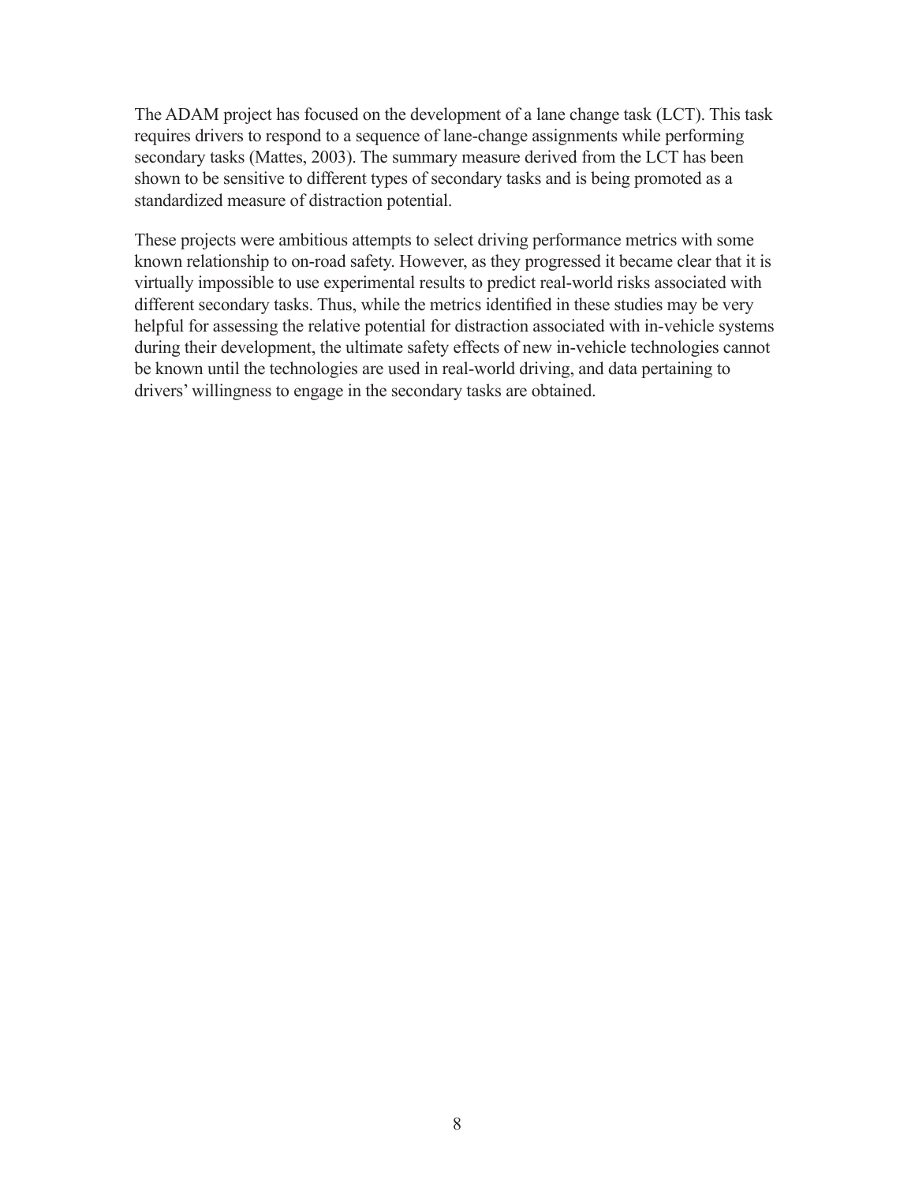The ADAM project has focused on the development of a lane change task (LCT). This task requires drivers to respond to a sequence of lane-change assignments while performing secondary tasks (Mattes, 2003). The summary measure derived from the LCT has been shown to be sensitive to different types of secondary tasks and is being promoted as a standardized measure of distraction potential.

These projects were ambitious attempts to select driving performance metrics with some known relationship to on-road safety. However, as they progressed it became clear that it is virtually impossible to use experimental results to predict real-world risks associated with different secondary tasks. Thus, while the metrics identified in these studies may be very helpful for assessing the relative potential for distraction associated with in-vehicle systems during their development, the ultimate safety effects of new in-vehicle technologies cannot be known until the technologies are used in real-world driving, and data pertaining to drivers' willingness to engage in the secondary tasks are obtained.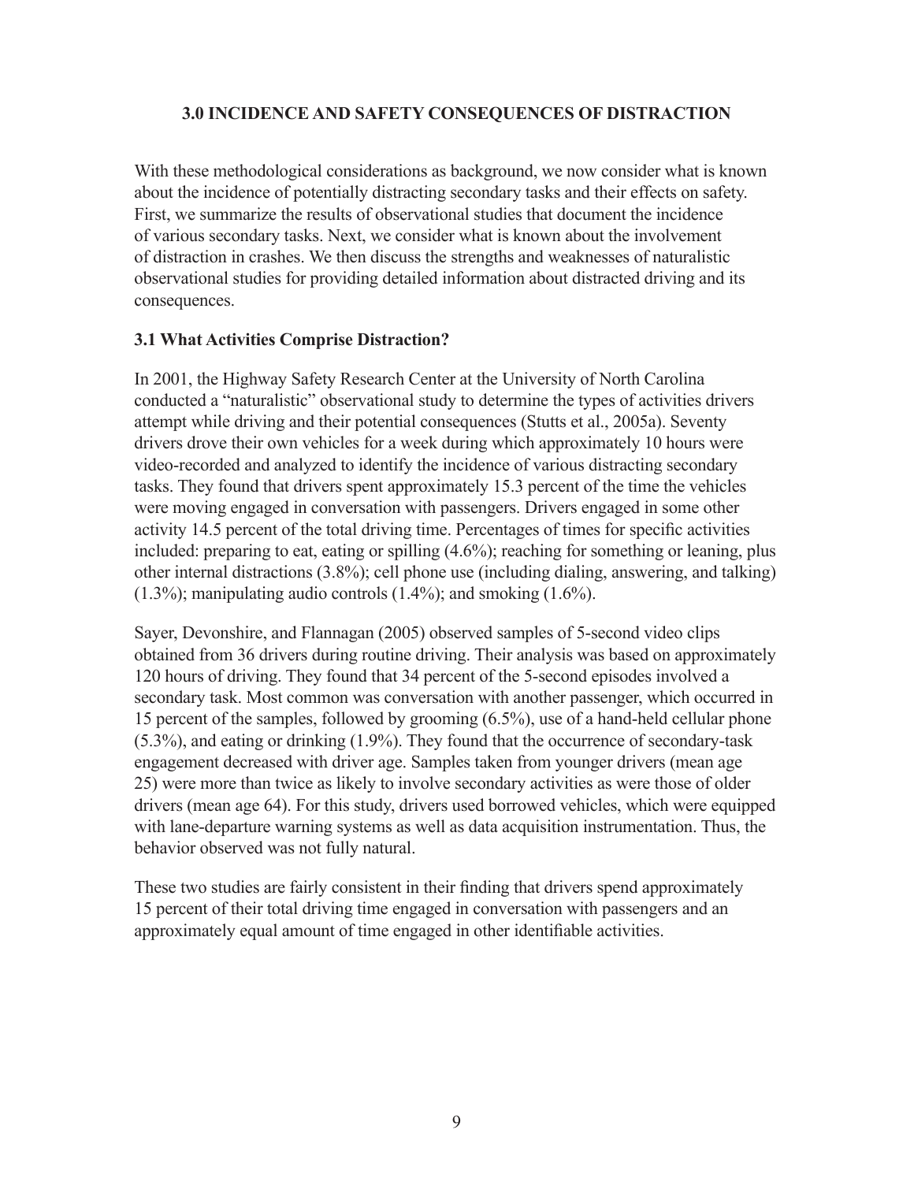## 3.0 INCIDENCE AND SAFETY CONSEQUENCES OF DISTRACTION

With these methodological considerations as background, we now consider what is known about the incidence of potentially distracting secondary tasks and their effects on safety. First, we summarize the results of observational studies that document the incidence of various secondary tasks. Next, we consider what is known about the involvement of distraction in crashes. We then discuss the strengths and weaknesses of naturalistic observational studies for providing detailed information about distracted driving and its consequences.

### 3.1 What Activities Comprise Distraction?

In 2001, the Highway Safety Research Center at the University of North Carolina conducted a "naturalistic" observational study to determine the types of activities drivers attempt while driving and their potential consequences (Stutts et al., 2005a). Seventy drivers drove their own vehicles for a week during which approximately 10 hours were video-recorded and analyzed to identify the incidence of various distracting secondary tasks. They found that drivers spent approximately 15.3 percent of the time the vehicles were moving engaged in conversation with passengers. Drivers engaged in some other activity 14.5 percent of the total driving time. Percentages of times for specific activities included: preparing to eat, eating or spilling (4.6%); reaching for something or leaning, plus other internal distractions (3.8%); cell phone use (including dialing, answering, and talking) (1.3%); manipulating audio controls (1.4%); and smoking (1.6%).

Sayer, Devonshire, and Flannagan (2005) observed samples of 5-second video clips obtained from 36 drivers during routine driving. Their analysis was based on approximately 120 hours of driving. They found that 34 percent of the 5-second episodes involved a secondary task. Most common was conversation with another passenger, which occurred in 15 percent of the samples, followed by grooming (6.5%), use of a hand-held cellular phone (5.3%), and eating or drinking (1.9%). They found that the occurrence of secondary-task engagement decreased with driver age. Samples taken from younger drivers (mean age 25) were more than twice as likely to involve secondary activities as were those of older drivers (mean age 64). For this study, drivers used borrowed vehicles, which were equipped with lane-departure warning systems as well as data acquisition instrumentation. Thus, the behavior observed was not fully natural.

These two studies are fairly consistent in their finding that drivers spend approximately 15 percent of their total driving time engaged in conversation with passengers and an approximately equal amount of time engaged in other identifiable activities.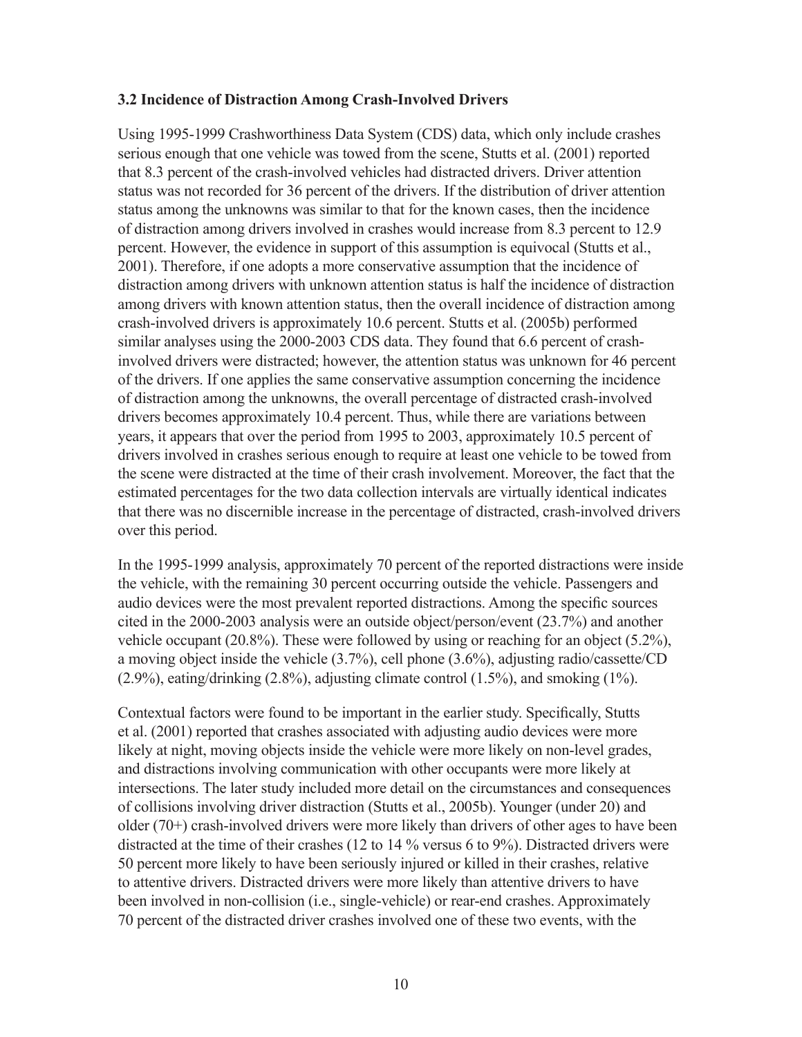### 3.2 Incidence of Distraction Among Crash-Involved Drivers

Using 1995-1999 Crashworthiness Data System (CDS) data, which only include crashes serious enough that one vehicle was towed from the scene, Stutts et al. (2001) reported that 8.3 percent of the crash-involved vehicles had distracted drivers. Driver attention status was not recorded for 36 percent of the drivers. If the distribution of driver attention status among the unknowns was similar to that for the known cases, then the incidence of distraction among drivers involved in crashes would increase from 8.3 percent to 12.9 percent. However, the evidence in support of this assumption is equivocal (Stutts et al., 2001). Therefore, if one adopts a more conservative assumption that the incidence of distraction among drivers with unknown attention status is half the incidence of distraction among drivers with known attention status, then the overall incidence of distraction among crash-involved drivers is approximately 10.6 percent. Stutts et al. (2005b) performed similar analyses using the 2000-2003 CDS data. They found that 6.6 percent of crash-involved drivers were distracted; however, the attention status was unknown for 46 percent of the drivers. If one applies the same conservative assumption concerning the incidence of distraction among the unknowns, the overall percentage of distracted crash-involved drivers becomes approximately 10.4 percent. Thus, while there are variations between years, it appears that over the period from 1995 to 2003, approximately 10.5 percent of drivers involved in crashes serious enough to require at least one vehicle to be towed from the scene were distracted at the time of their crash involvement. Moreover, the fact that the estimated percentages for the two data collection intervals are virtually identical indicates that there was no discernible increase in the percentage of distracted, crash-involved drivers over this period.

In the 1995-1999 analysis, approximately 70 percent of the reported distractions were inside the vehicle, with the remaining 30 percent occurring outside the vehicle. Passengers and audio devices were the most prevalent reported distractions. Among the specific sources cited in the 2000-2003 analysis were an outside object/person/event (23.7%) and another vehicle occupant (20.8%). These were followed by using or reaching for an object (5.2%), a moving object inside the vehicle (3.7%), cell phone (3.6%), adjusting radio/cassette/CD (2.9%), eating/drinking (2.8%), adjusting climate control (1.5%), and smoking (1%).

Contextual factors were found to be important in the earlier study. Specifically, Stutts et al. (2001) reported that crashes associated with adjusting audio devices were more likely at night, moving objects inside the vehicle were more likely on non-level grades, and distractions involving communication with other occupants were more likely at intersections. The later study included more detail on the circumstances and consequences of collisions involving driver distraction (Stutts et al., 2005b). Younger (under 20) and older (70+) crash-involved drivers were more likely than drivers of other ages to have been distracted at the time of their crashes (12 to 14 % versus 6 to 9%). Distracted drivers were 50 percent more likely to have been seriously injured or killed in their crashes, relative to attentive drivers. Distracted drivers were more likely than attentive drivers to have been involved in non-collision (i.e., single-vehicle) or rear-end crashes. Approximately 70 percent of the distracted driver crashes involved one of these two events, with the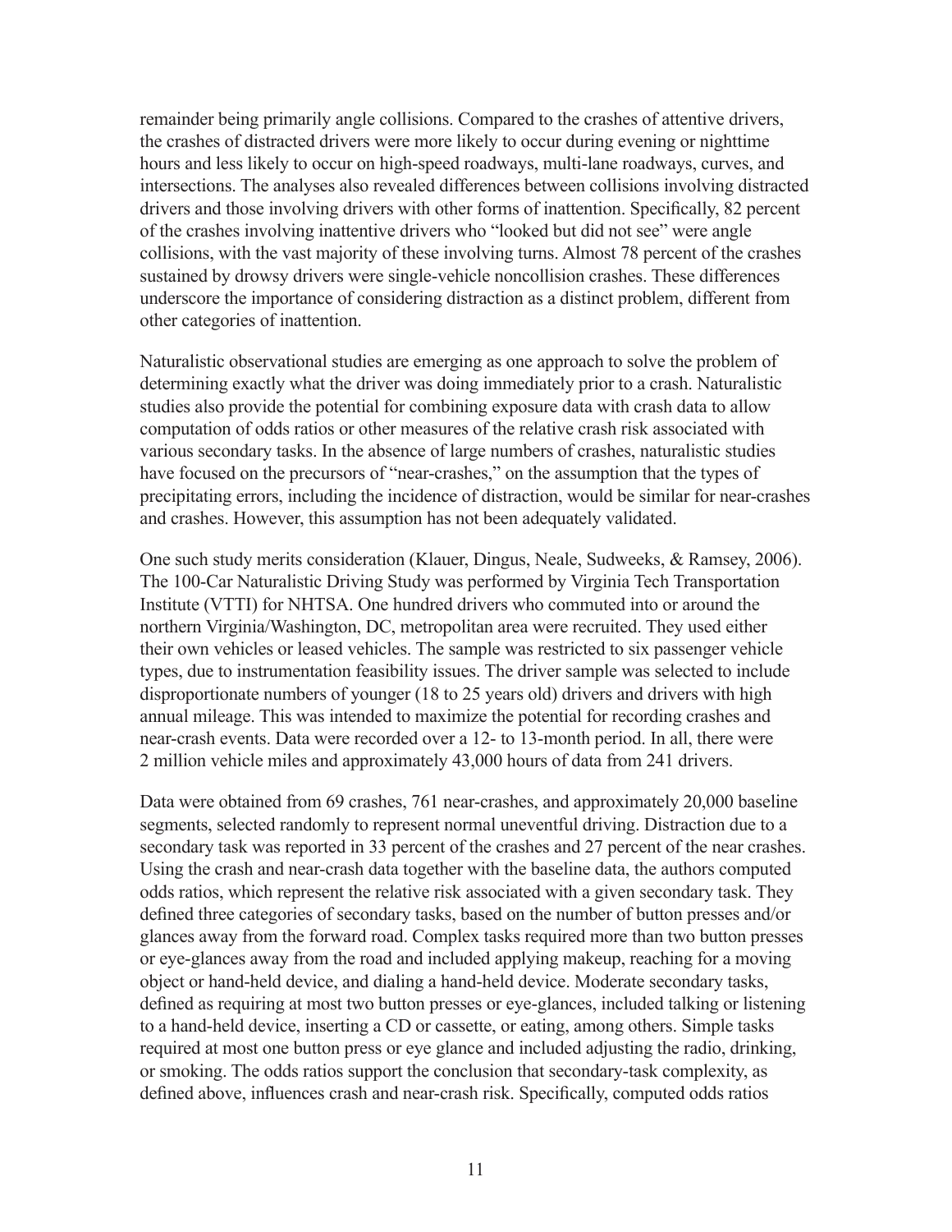remainder being primarily angle collisions. Compared to the crashes of attentive drivers, the crashes of distracted drivers were more likely to occur during evening or nighttime hours and less likely to occur on high-speed roadways, multi-lane roadways, curves, and intersections. The analyses also revealed differences between collisions involving distracted drivers and those involving drivers with other forms of inattention. Specifically, 82 percent of the crashes involving inattentive drivers who "looked but did not see" were angle collisions, with the vast majority of these involving turns. Almost 78 percent of the crashes sustained by drowsy drivers were single-vehicle noncollision crashes. These differences underscore the importance of considering distraction as a distinct problem, different from other categories of inattention.

Naturalistic observational studies are emerging as one approach to solve the problem of determining exactly what the driver was doing immediately prior to a crash. Naturalistic studies also provide the potential for combining exposure data with crash data to allow computation of odds ratios or other measures of the relative crash risk associated with various secondary tasks. In the absence of large numbers of crashes, naturalistic studies have focused on the precursors of "near-crashes," on the assumption that the types of precipitating errors, including the incidence of distraction, would be similar for near-crashes and crashes. However, this assumption has not been adequately validated.

One such study merits consideration (Klauer, Dingus, Neale, Sudweeks, & Ramsey, 2006). The 100-Car Naturalistic Driving Study was performed by Virginia Tech Transportation Institute (VTTI) for NHTSA. One hundred drivers who commuted into or around the northern Virginia/Washington, DC, metropolitan area were recruited. They used either their own vehicles or leased vehicles. The sample was restricted to six passenger vehicle types, due to instrumentation feasibility issues. The driver sample was selected to include disproportionate numbers of younger (18 to 25 years old) drivers and drivers with high annual mileage. This was intended to maximize the potential for recording crashes and near-crash events. Data were recorded over a 12- to 13-month period. In all, there were 2 million vehicle miles and approximately 43,000 hours of data from 241 drivers.

Data were obtained from 69 crashes, 761 near-crashes, and approximately 20,000 baseline segments, selected randomly to represent normal uneventful driving. Distraction due to a secondary task was reported in 33 percent of the crashes and 27 percent of the near crashes. Using the crash and near-crash data together with the baseline data, the authors computed odds ratios, which represent the relative risk associated with a given secondary task. They defined three categories of secondary tasks, based on the number of button presses and/or glances away from the forward road. Complex tasks required more than two button presses or eye-glances away from the road and included applying makeup, reaching for a moving object or hand-held device, and dialing a hand-held device. Moderate secondary tasks, defined as requiring at most two button presses or eye-glances, included talking or listening to a hand-held device, inserting a CD or cassette, or eating, among others. Simple tasks required at most one button press or eye glance and included adjusting the radio, drinking, or smoking. The odds ratios support the conclusion that secondary-task complexity, as defined above, influences crash and near-crash risk. Specifically, computed odds ratios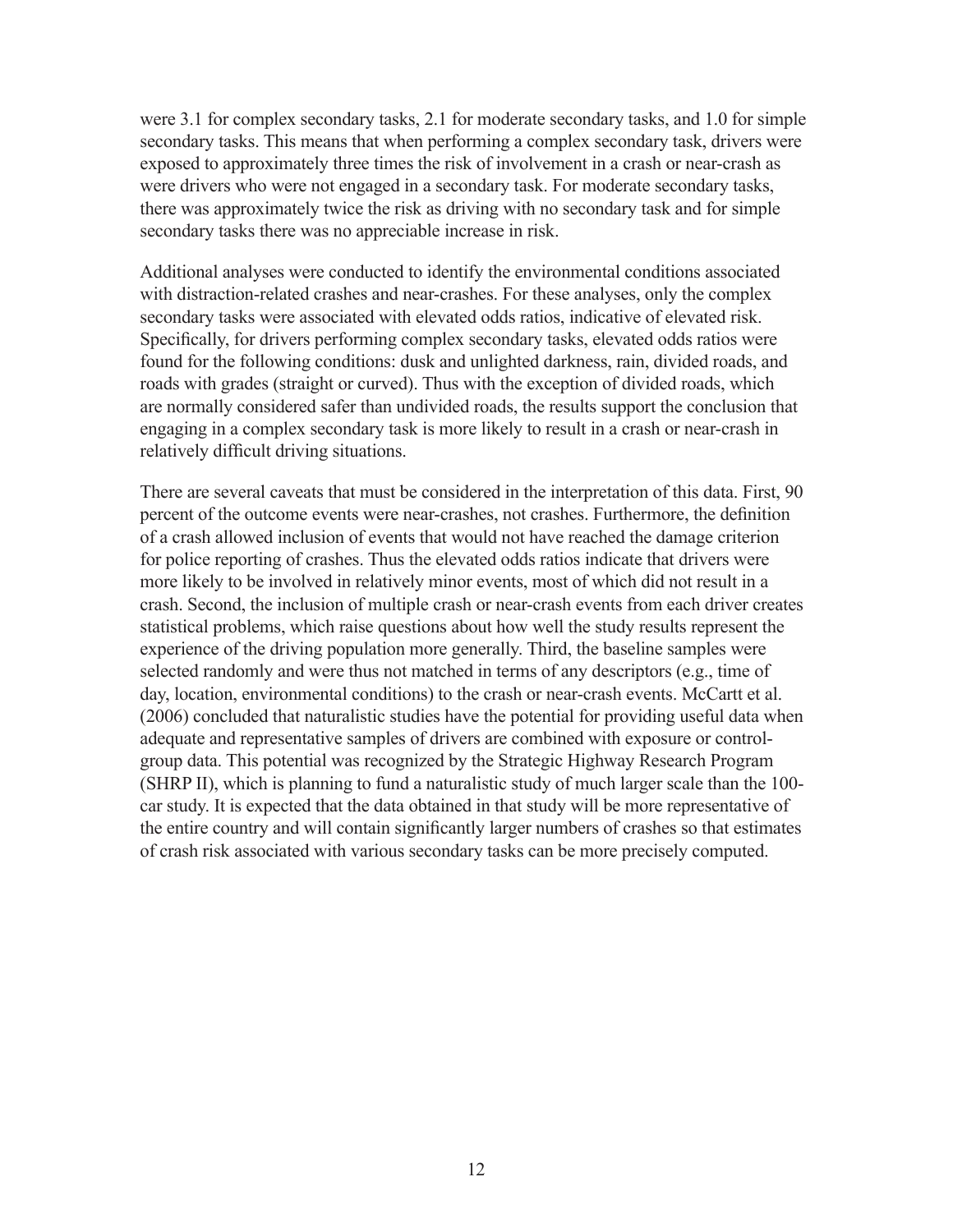were 3.1 for complex secondary tasks, 2.1 for moderate secondary tasks, and 1.0 for simple secondary tasks. This means that when performing a complex secondary task, drivers were exposed to approximately three times the risk of involvement in a crash or near-crash as were drivers who were not engaged in a secondary task. For moderate secondary tasks, there was approximately twice the risk as driving with no secondary task and for simple secondary tasks there was no appreciable increase in risk.

Additional analyses were conducted to identify the environmental conditions associated with distraction-related crashes and near-crashes. For these analyses, only the complex secondary tasks were associated with elevated odds ratios, indicative of elevated risk. Specifically, for drivers performing complex secondary tasks, elevated odds ratios were found for the following conditions: dusk and unlighted darkness, rain, divided roads, and roads with grades (straight or curved). Thus with the exception of divided roads, which are normally considered safer than undivided roads, the results support the conclusion that engaging in a complex secondary task is more likely to result in a crash or near-crash in relatively difficult driving situations.

There are several caveats that must be considered in the interpretation of this data. First, 90 percent of the outcome events were near-crashes, not crashes. Furthermore, the definition of a crash allowed inclusion of events that would not have reached the damage criterion for police reporting of crashes. Thus the elevated odds ratios indicate that drivers were more likely to be involved in relatively minor events, most of which did not result in a crash. Second, the inclusion of multiple crash or near-crash events from each driver creates statistical problems, which raise questions about how well the study results represent the experience of the driving population more generally. Third, the baseline samples were selected randomly and were thus not matched in terms of any descriptors (e.g., time of day, location, environmental conditions) to the crash or near-crash events. McCartt et al. (2006) concluded that naturalistic studies have the potential for providing useful data when adequate and representative samples of drivers are combined with exposure or control-group data. This potential was recognized by the Strategic Highway Research Program (SHRP II), which is planning to fund a naturalistic study of much larger scale than the 100-car study. It is expected that the data obtained in that study will be more representative of the entire country and will contain significantly larger numbers of crashes so that estimates of crash risk associated with various secondary tasks can be more precisely computed.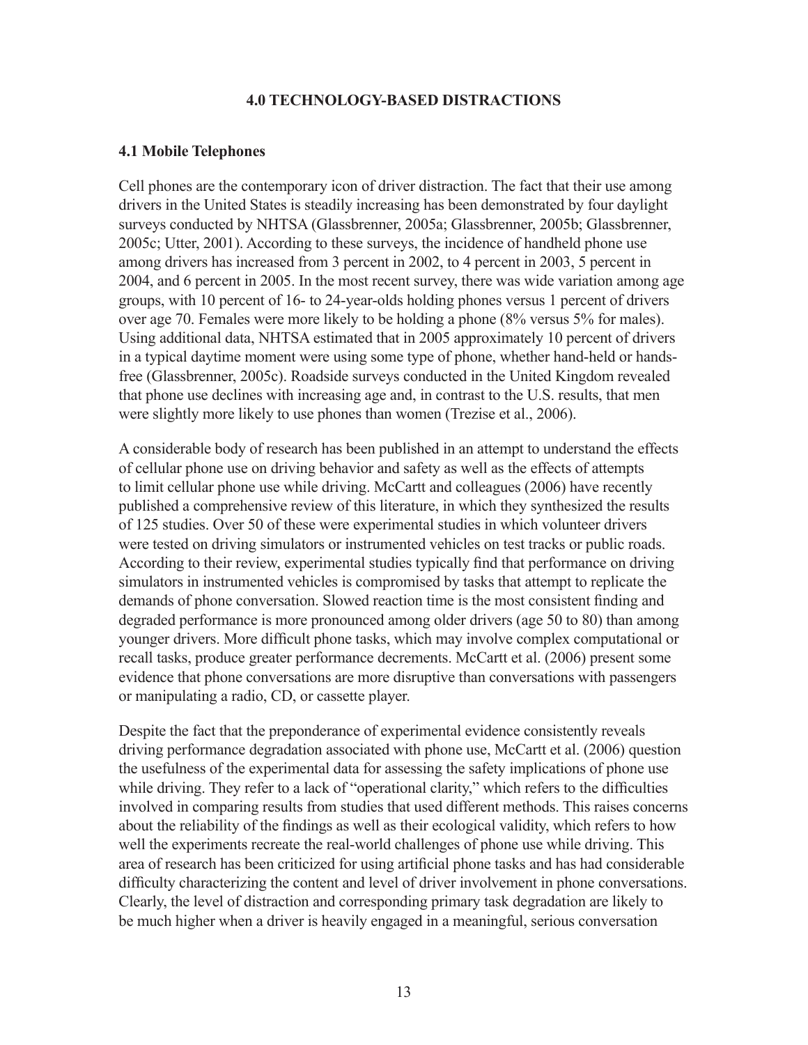# 4.0 TECHNOLOGY-BASED DISTRACTIONS

## 4.1 Mobile Telephones

Cell phones are the contemporary icon of driver distraction. The fact that their use among drivers in the United States is steadily increasing has been demonstrated by four daylight surveys conducted by NHTSA (Glassbrenner, 2005a; Glassbrenner, 2005b; Glassbrenner, 2005c; Utter, 2001). According to these surveys, the incidence of handheld phone use among drivers has increased from 3 percent in 2002, to 4 percent in 2003, 5 percent in 2004, and 6 percent in 2005. In the most recent survey, there was wide variation among age groups, with 10 percent of 16- to 24-year-olds holding phones versus 1 percent of drivers over age 70. Females were more likely to be holding a phone (8% versus 5% for males). Using additional data, NHTSA estimated that in 2005 approximately 10 percent of drivers in a typical daytime moment were using some type of phone, whether hand-held or hands-free (Glassbrenner, 2005c). Roadside surveys conducted in the United Kingdom revealed that phone use declines with increasing age and, in contrast to the U.S. results, that men were slightly more likely to use phones than women (Trezise et al., 2006).

A considerable body of research has been published in an attempt to understand the effects of cellular phone use on driving behavior and safety as well as the effects of attempts to limit cellular phone use while driving. McCartt and colleagues (2006) have recently published a comprehensive review of this literature, in which they synthesized the results of 125 studies. Over 50 of these were experimental studies in which volunteer drivers were tested on driving simulators or instrumented vehicles on test tracks or public roads. According to their review, experimental studies typically find that performance on driving simulators in instrumented vehicles is compromised by tasks that attempt to replicate the demands of phone conversation. Slowed reaction time is the most consistent finding and degraded performance is more pronounced among older drivers (age 50 to 80) than among younger drivers. More difficult phone tasks, which may involve complex computational or recall tasks, produce greater performance decrements. McCartt et al. (2006) present some evidence that phone conversations are more disruptive than conversations with passengers or manipulating a radio, CD, or cassette player.

Despite the fact that the preponderance of experimental evidence consistently reveals driving performance degradation associated with phone use, McCartt et al. (2006) question the usefulness of the experimental data for assessing the safety implications of phone use while driving. They refer to a lack of "operational clarity," which refers to the difficulties involved in comparing results from studies that used different methods. This raises concerns about the reliability of the findings as well as their ecological validity, which refers to how well the experiments recreate the real-world challenges of phone use while driving. This area of research has been criticized for using artificial phone tasks and has had considerable difficulty characterizing the content and level of driver involvement in phone conversations. Clearly, the level of distraction and corresponding primary task degradation are likely to be much higher when a driver is heavily engaged in a meaningful, serious conversation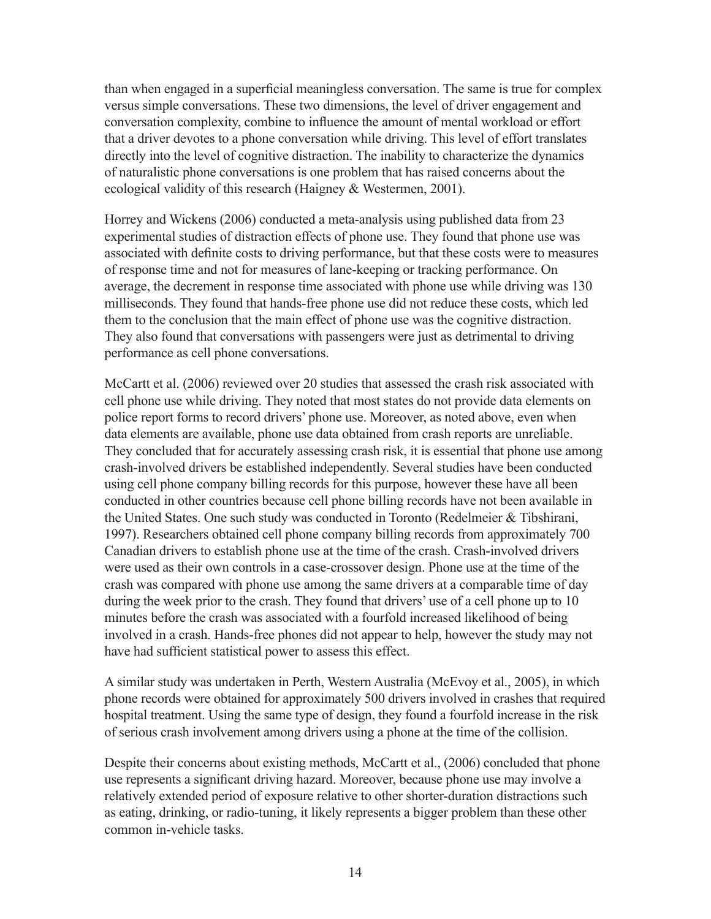than when engaged in a superficial meaningless conversation. The same is true for complex versus simple conversations. These two dimensions, the level of driver engagement and conversation complexity, combine to influence the amount of mental workload or effort that a driver devotes to a phone conversation while driving. This level of effort translates directly into the level of cognitive distraction. The inability to characterize the dynamics of naturalistic phone conversations is one problem that has raised concerns about the ecological validity of this research (Haigney & Westermen, 2001).

Horrey and Wickens (2006) conducted a meta-analysis using published data from 23 experimental studies of distraction effects of phone use. They found that phone use was associated with definite costs to driving performance, but that these costs were to measures of response time and not for measures of lane-keeping or tracking performance. On average, the decrement in response time associated with phone use while driving was 130 milliseconds. They found that hands-free phone use did not reduce these costs, which led them to the conclusion that the main effect of phone use was the cognitive distraction. They also found that conversations with passengers were just as detrimental to driving performance as cell phone conversations.

McCartt et al. (2006) reviewed over 20 studies that assessed the crash risk associated with cell phone use while driving. They noted that most states do not provide data elements on police report forms to record drivers' phone use. Moreover, as noted above, even when data elements are available, phone use data obtained from crash reports are unreliable. They concluded that for accurately assessing crash risk, it is essential that phone use among crash-involved drivers be established independently. Several studies have been conducted using cell phone company billing records for this purpose, however these have all been conducted in other countries because cell phone billing records have not been available in the United States. One such study was conducted in Toronto (Redelmeier & Tibshirani, 1997). Researchers obtained cell phone company billing records from approximately 700 Canadian drivers to establish phone use at the time of the crash. Crash-involved drivers were used as their own controls in a case-crossover design. Phone use at the time of the crash was compared with phone use among the same drivers at a comparable time of day during the week prior to the crash. They found that drivers' use of a cell phone up to 10 minutes before the crash was associated with a fourfold increased likelihood of being involved in a crash. Hands-free phones did not appear to help, however the study may not have had sufficient statistical power to assess this effect.

A similar study was undertaken in Perth, Western Australia (McEvoy et al., 2005), in which phone records were obtained for approximately 500 drivers involved in crashes that required hospital treatment. Using the same type of design, they found a fourfold increase in the risk of serious crash involvement among drivers using a phone at the time of the collision.

Despite their concerns about existing methods, McCartt et al., (2006) concluded that phone use represents a significant driving hazard. Moreover, because phone use may involve a relatively extended period of exposure relative to other shorter-duration distractions such as eating, drinking, or radio-tuning, it likely represents a bigger problem than these other common in-vehicle tasks.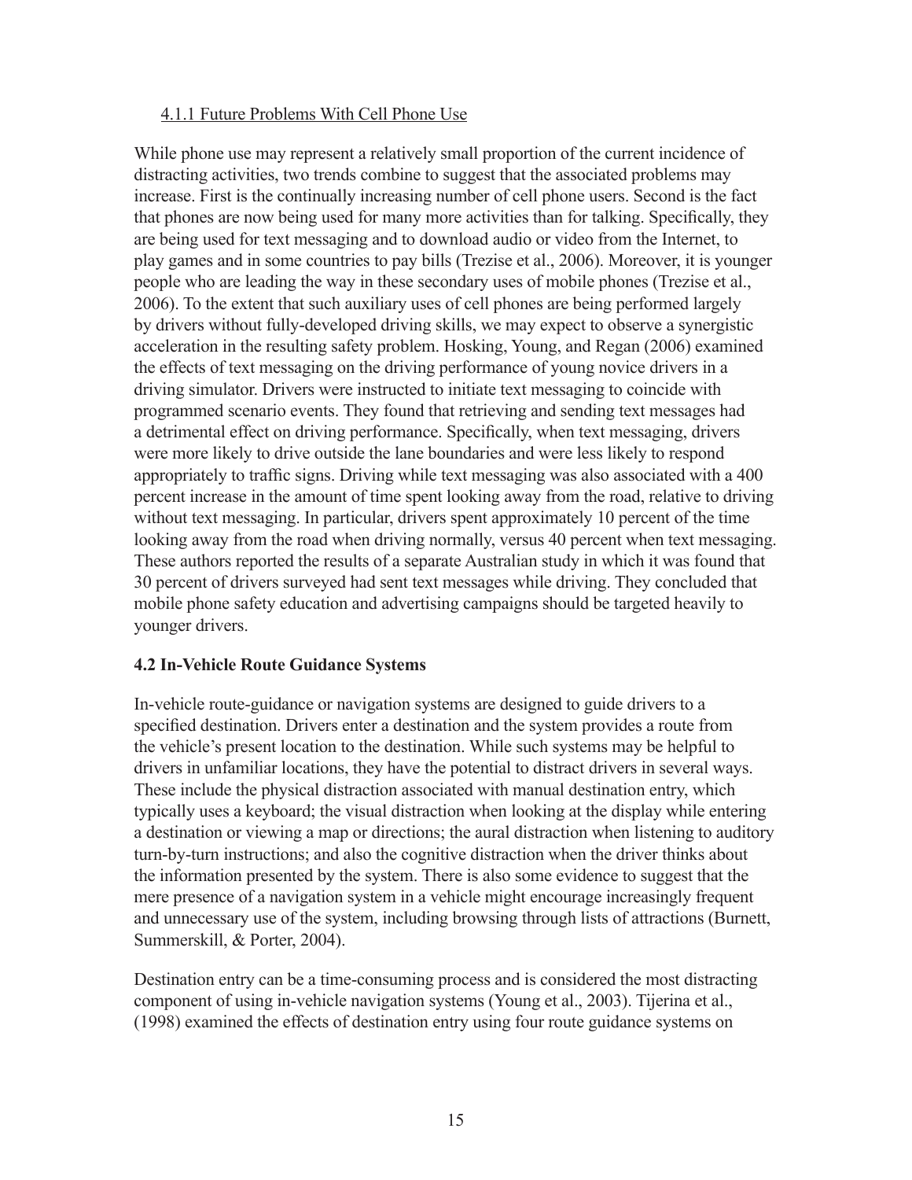#### 4.1.1 Future Problems With Cell Phone Use

While phone use may represent a relatively small proportion of the current incidence of distracting activities, two trends combine to suggest that the associated problems may increase. First is the continually increasing number of cell phone users. Second is the fact that phones are now being used for many more activities than for talking. Specifically, they are being used for text messaging and to download audio or video from the Internet, to play games and in some countries to pay bills (Trezise et al., 2006). Moreover, it is younger people who are leading the way in these secondary uses of mobile phones (Trezise et al., 2006). To the extent that such auxiliary uses of cell phones are being performed largely by drivers without fully-developed driving skills, we may expect to observe a synergistic acceleration in the resulting safety problem. Hosking, Young, and Regan (2006) examined the effects of text messaging on the driving performance of young novice drivers in a driving simulator. Drivers were instructed to initiate text messaging to coincide with programmed scenario events. They found that retrieving and sending text messages had a detrimental effect on driving performance. Specifically, when text messaging, drivers were more likely to drive outside the lane boundaries and were less likely to respond appropriately to traffic signs. Driving while text messaging was also associated with a 400 percent increase in the amount of time spent looking away from the road, relative to driving without text messaging. In particular, drivers spent approximately 10 percent of the time looking away from the road when driving normally, versus 40 percent when text messaging. These authors reported the results of a separate Australian study in which it was found that 30 percent of drivers surveyed had sent text messages while driving. They concluded that mobile phone safety education and advertising campaigns should be targeted heavily to younger drivers.

### 4.2 In-Vehicle Route Guidance Systems

In-vehicle route-guidance or navigation systems are designed to guide drivers to a specified destination. Drivers enter a destination and the system provides a route from the vehicle's present location to the destination. While such systems may be helpful to drivers in unfamiliar locations, they have the potential to distract drivers in several ways. These include the physical distraction associated with manual destination entry, which typically uses a keyboard; the visual distraction when looking at the display while entering a destination or viewing a map or directions; the aural distraction when listening to auditory turn-by-turn instructions; and also the cognitive distraction when the driver thinks about the information presented by the system. There is also some evidence to suggest that the mere presence of a navigation system in a vehicle might encourage increasingly frequent and unnecessary use of the system, including browsing through lists of attractions (Burnett, Summerskill, & Porter, 2004).

Destination entry can be a time-consuming process and is considered the most distracting component of using in-vehicle navigation systems (Young et al., 2003). Tijerina et al., (1998) examined the effects of destination entry using four route guidance systems on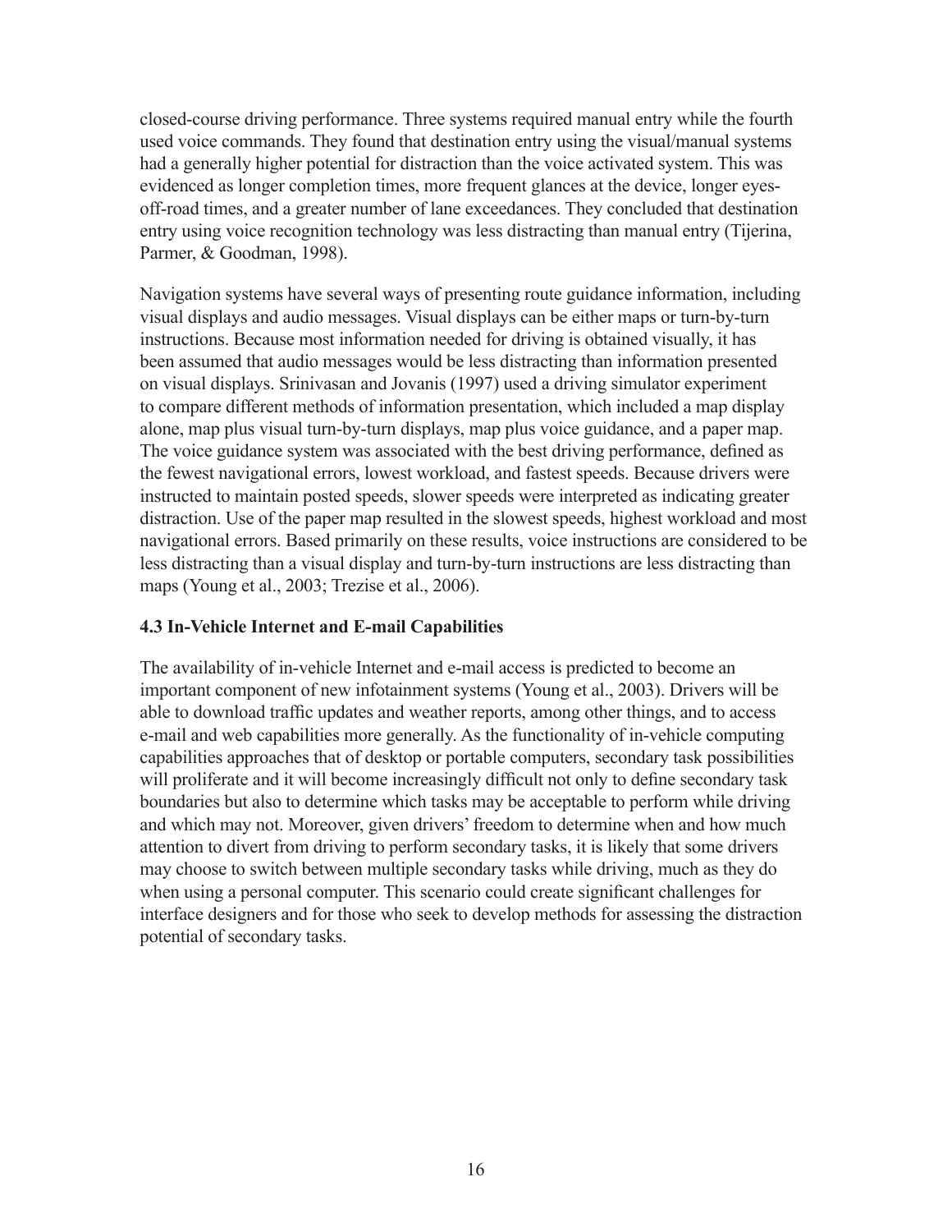closed-course driving performance. Three systems required manual entry while the fourth used voice commands. They found that destination entry using the visual/manual systems had a generally higher potential for distraction than the voice activated system. This was evidenced as longer completion times, more frequent glances at the device, longer eyes-off-road times, and a greater number of lane exceedances. They concluded that destination entry using voice recognition technology was less distracting than manual entry (Tijerina, Parmer, & Goodman, 1998).

Navigation systems have several ways of presenting route guidance information, including visual displays and audio messages. Visual displays can be either maps or turn-by-turn instructions. Because most information needed for driving is obtained visually, it has been assumed that audio messages would be less distracting than information presented on visual displays. Srinivasan and Jovanis (1997) used a driving simulator experiment to compare different methods of information presentation, which included a map display alone, map plus visual turn-by-turn displays, map plus voice guidance, and a paper map. The voice guidance system was associated with the best driving performance, defined as the fewest navigational errors, lowest workload, and fastest speeds. Because drivers were instructed to maintain posted speeds, slower speeds were interpreted as indicating greater distraction. Use of the paper map resulted in the slowest speeds, highest workload and most navigational errors. Based primarily on these results, voice instructions are considered to be less distracting than a visual display and turn-by-turn instructions are less distracting than maps (Young et al., 2003; Trezise et al., 2006).

### 4.3 In-Vehicle Internet and E-mail Capabilities

The availability of in-vehicle Internet and e-mail access is predicted to become an important component of new infotainment systems (Young et al., 2003). Drivers will be able to download traffic updates and weather reports, among other things, and to access e-mail and web capabilities more generally. As the functionality of in-vehicle computing capabilities approaches that of desktop or portable computers, secondary task possibilities will proliferate and it will become increasingly difficult not only to define secondary task boundaries but also to determine which tasks may be acceptable to perform while driving and which may not. Moreover, given drivers' freedom to determine when and how much attention to divert from driving to perform secondary tasks, it is likely that some drivers may choose to switch between multiple secondary tasks while driving, much as they do when using a personal computer. This scenario could create significant challenges for interface designers and for those who seek to develop methods for assessing the distraction potential of secondary tasks.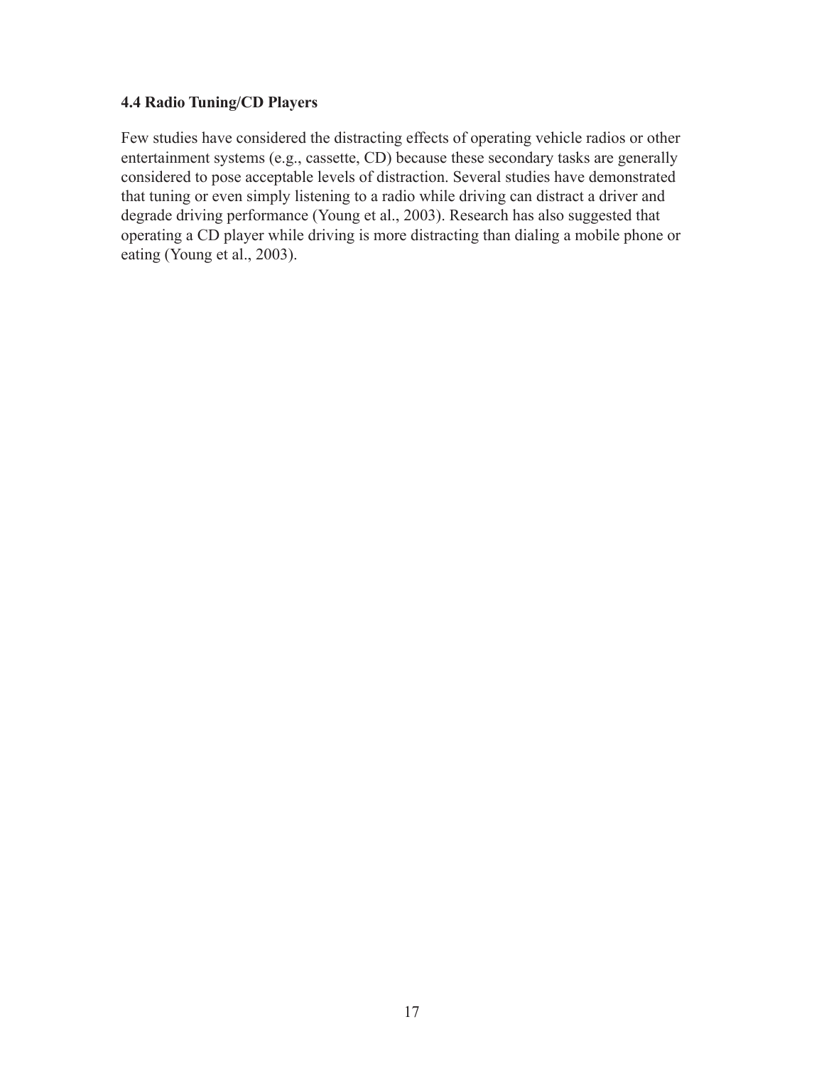### 4.4 Radio Tuning/CD Players

Few studies have considered the distracting effects of operating vehicle radios or other entertainment systems (e.g., cassette, CD) because these secondary tasks are generally considered to pose acceptable levels of distraction. Several studies have demonstrated that tuning or even simply listening to a radio while driving can distract a driver and degrade driving performance (Young et al., 2003). Research has also suggested that operating a CD player while driving is more distracting than dialing a mobile phone or eating (Young et al., 2003).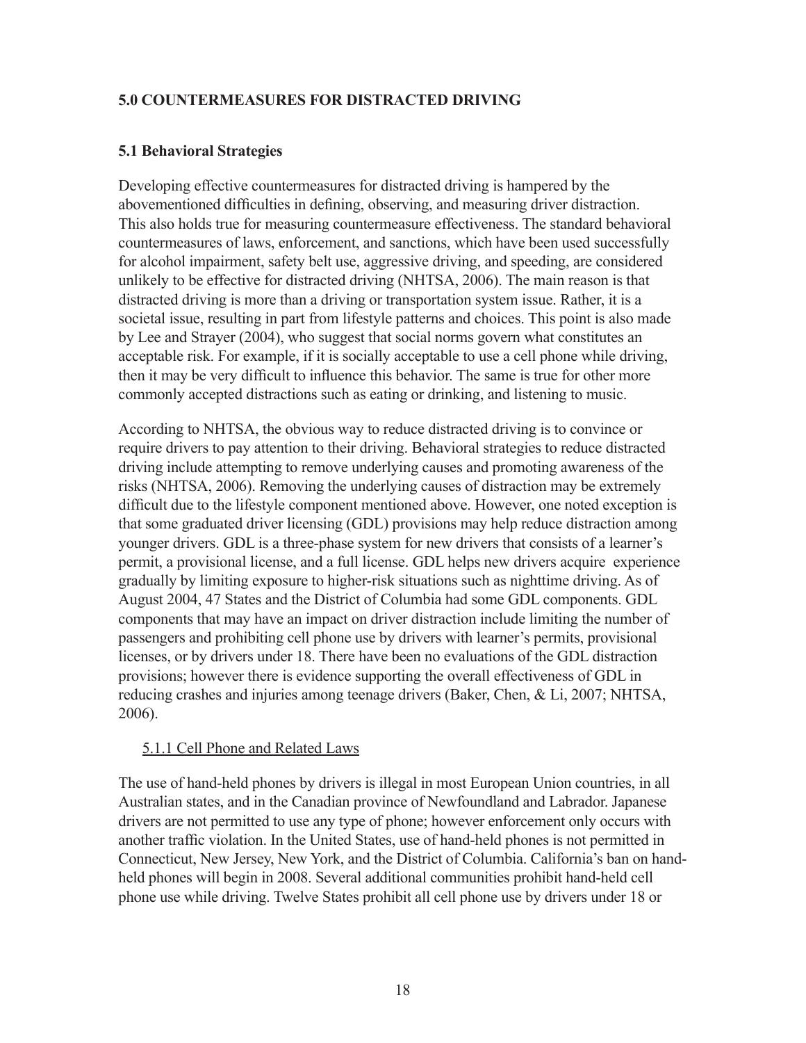## 5.0 COUNTERMEASURES FOR DISTRACTED DRIVING

### 5.1 Behavioral Strategies

Developing effective countermeasures for distracted driving is hampered by the abovementioned difficulties in defining, observing, and measuring driver distraction. This also holds true for measuring countermeasure effectiveness. The standard behavioral countermeasures of laws, enforcement, and sanctions, which have been used successfully for alcohol impairment, safety belt use, aggressive driving, and speeding, are considered unlikely to be effective for distracted driving (NHTSA, 2006). The main reason is that distracted driving is more than a driving or transportation system issue. Rather, it is a societal issue, resulting in part from lifestyle patterns and choices. This point is also made by Lee and Strayer (2004), who suggest that social norms govern what constitutes an acceptable risk. For example, if it is socially acceptable to use a cell phone while driving, then it may be very difficult to influence this behavior. The same is true for other more commonly accepted distractions such as eating or drinking, and listening to music.

According to NHTSA, the obvious way to reduce distracted driving is to convince or require drivers to pay attention to their driving. Behavioral strategies to reduce distracted driving include attempting to remove underlying causes and promoting awareness of the risks (NHTSA, 2006). Removing the underlying causes of distraction may be extremely difficult due to the lifestyle component mentioned above. However, one noted exception is that some graduated driver licensing (GDL) provisions may help reduce distraction among younger drivers. GDL is a three-phase system for new drivers that consists of a learner's permit, a provisional license, and a full license. GDL helps new drivers acquire experience gradually by limiting exposure to higher-risk situations such as nighttime driving. As of August 2004, 47 States and the District of Columbia had some GDL components. GDL components that may have an impact on driver distraction include limiting the number of passengers and prohibiting cell phone use by drivers with learner's permits, provisional licenses, or by drivers under 18. There have been no evaluations of the GDL distraction provisions; however there is evidence supporting the overall effectiveness of GDL in reducing crashes and injuries among teenage drivers (Baker, Chen, & Li, 2007; NHTSA, 2006).

#### 5.1.1 Cell Phone and Related Laws

The use of hand-held phones by drivers is illegal in most European Union countries, in all Australian states, and in the Canadian province of Newfoundland and Labrador. Japanese drivers are not permitted to use any type of phone; however enforcement only occurs with another traffic violation. In the United States, use of hand-held phones is not permitted in Connecticut, New Jersey, New York, and the District of Columbia. California's ban on hand-held phones will begin in 2008. Several additional communities prohibit hand-held cell phone use while driving. Twelve States prohibit all cell phone use by drivers under 18 or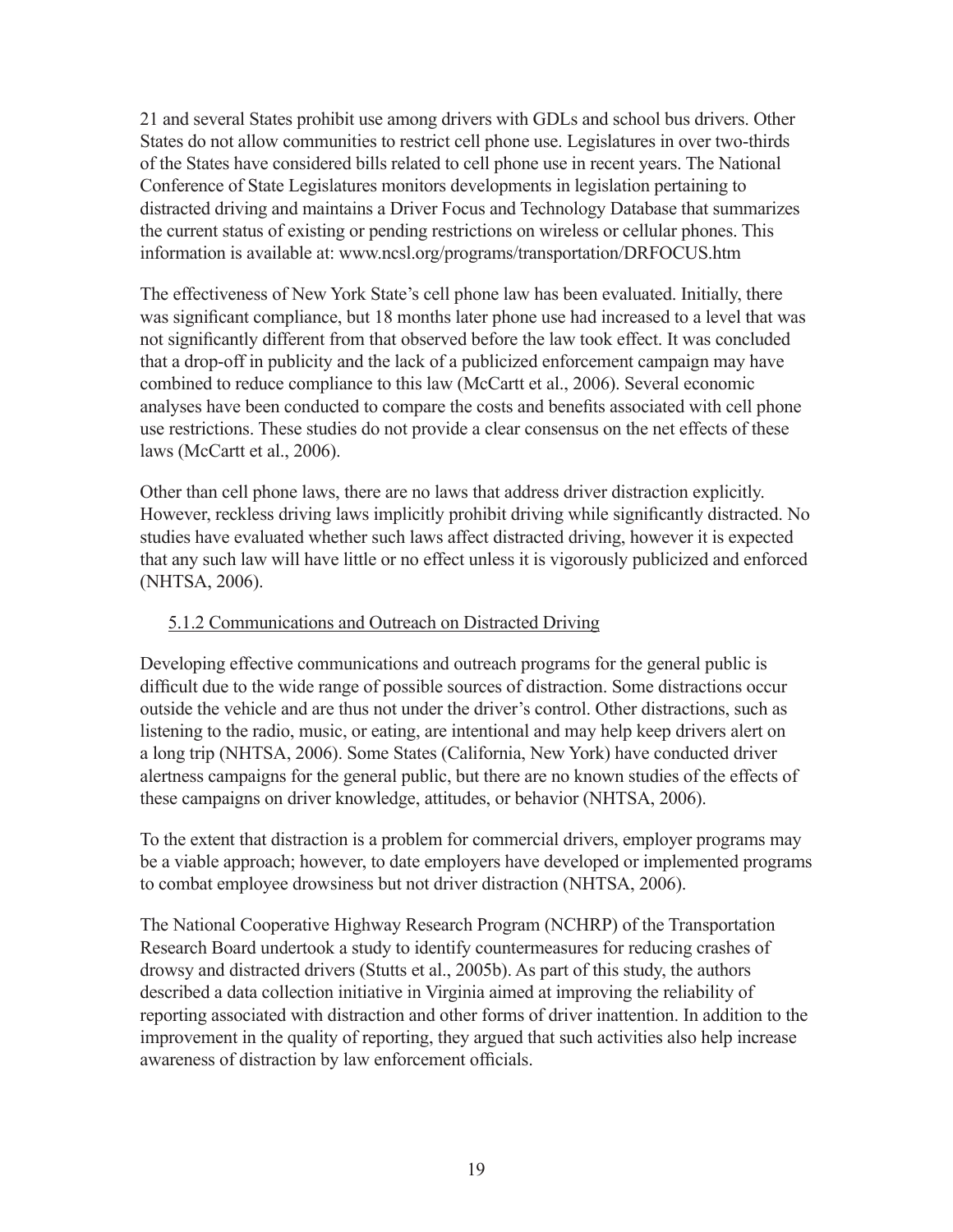21 and several States prohibit use among drivers with GDLs and school bus drivers. Other States do not allow communities to restrict cell phone use. Legislatures in over two-thirds of the States have considered bills related to cell phone use in recent years. The National Conference of State Legislatures monitors developments in legislation pertaining to distracted driving and maintains a Driver Focus and Technology Database that summarizes the current status of existing or pending restrictions on wireless or cellular phones. This information is available at: www.ncsl.org/programs/transportation/DRFOCUS.htm

The effectiveness of New York State's cell phone law has been evaluated. Initially, there was significant compliance, but 18 months later phone use had increased to a level that was not significantly different from that observed before the law took effect. It was concluded that a drop-off in publicity and the lack of a publicized enforcement campaign may have combined to reduce compliance to this law (McCartt et al., 2006). Several economic analyses have been conducted to compare the costs and benefits associated with cell phone use restrictions. These studies do not provide a clear consensus on the net effects of these laws (McCartt et al., 2006).

Other than cell phone laws, there are no laws that address driver distraction explicitly. However, reckless driving laws implicitly prohibit driving while significantly distracted. No studies have evaluated whether such laws affect distracted driving, however it is expected that any such law will have little or no effect unless it is vigorously publicized and enforced (NHTSA, 2006).

### 5.1.2 Communications and Outreach on Distracted Driving

Developing effective communications and outreach programs for the general public is difficult due to the wide range of possible sources of distraction. Some distractions occur outside the vehicle and are thus not under the driver's control. Other distractions, such as listening to the radio, music, or eating, are intentional and may help keep drivers alert on a long trip (NHTSA, 2006). Some States (California, New York) have conducted driver alertness campaigns for the general public, but there are no known studies of the effects of these campaigns on driver knowledge, attitudes, or behavior (NHTSA, 2006).

To the extent that distraction is a problem for commercial drivers, employer programs may be a viable approach; however, to date employers have developed or implemented programs to combat employee drowsiness but not driver distraction (NHTSA, 2006).

The National Cooperative Highway Research Program (NCHRP) of the Transportation Research Board undertook a study to identify countermeasures for reducing crashes of drowsy and distracted drivers (Stutts et al., 2005b). As part of this study, the authors described a data collection initiative in Virginia aimed at improving the reliability of reporting associated with distraction and other forms of driver inattention. In addition to the improvement in the quality of reporting, they argued that such activities also help increase awareness of distraction by law enforcement officials.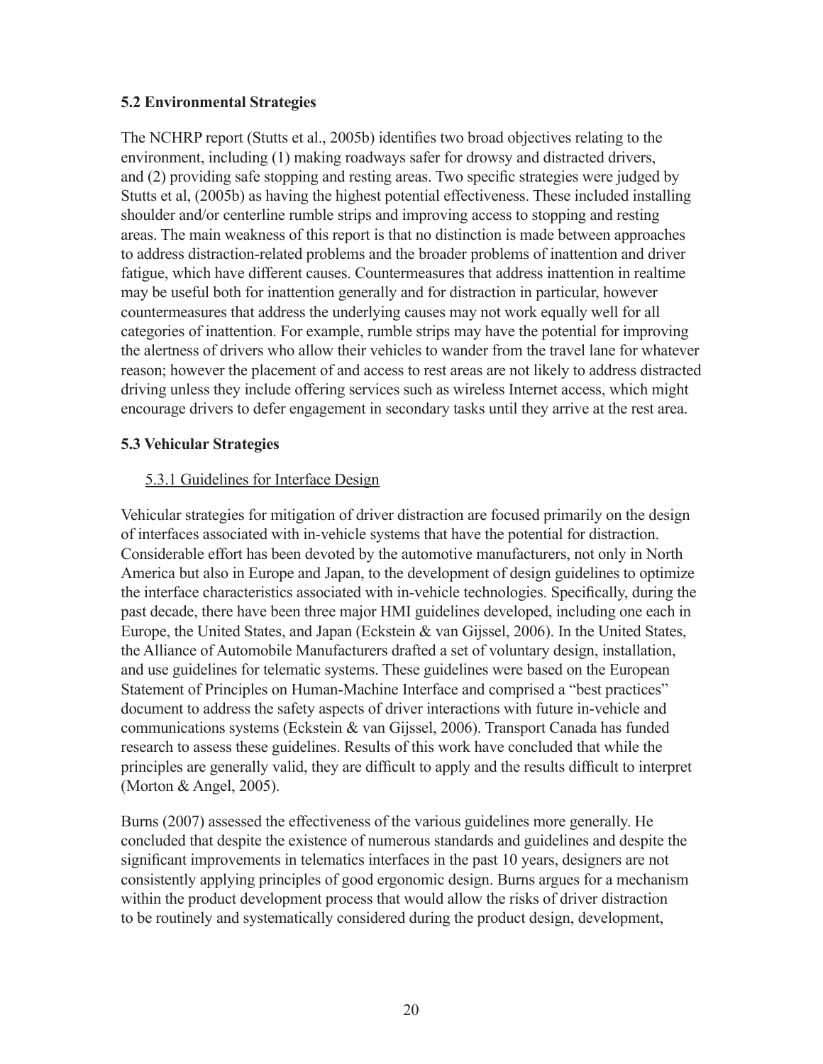## 5.2 Environmental Strategies

The NCHRP report (Stutts et al., 2005b) identifies two broad objectives relating to the environment, including (1) making roadways safer for drowsy and distracted drivers, and (2) providing safe stopping and resting areas. Two specific strategies were judged by Stutts et al, (2005b) as having the highest potential effectiveness. These included installing shoulder and/or centerline rumble strips and improving access to stopping and resting areas. The main weakness of this report is that no distinction is made between approaches to address distraction-related problems and the broader problems of inattention and driver fatigue, which have different causes. Countermeasures that address inattention in realtime may be useful both for inattention generally and for distraction in particular, however countermeasures that address the underlying causes may not work equally well for all categories of inattention. For example, rumble strips may have the potential for improving the alertness of drivers who allow their vehicles to wander from the travel lane for whatever reason; however the placement of and access to rest areas are not likely to address distracted driving unless they include offering services such as wireless Internet access, which might encourage drivers to defer engagement in secondary tasks until they arrive at the rest area.

## 5.3 Vehicular Strategies

### 5.3.1 Guidelines for Interface Design

Vehicular strategies for mitigation of driver distraction are focused primarily on the design of interfaces associated with in-vehicle systems that have the potential for distraction. Considerable effort has been devoted by the automotive manufacturers, not only in North America but also in Europe and Japan, to the development of design guidelines to optimize the interface characteristics associated with in-vehicle technologies. Specifically, during the past decade, there have been three major HMI guidelines developed, including one each in Europe, the United States, and Japan (Eckstein & van Gijssel, 2006). In the United States, the Alliance of Automobile Manufacturers drafted a set of voluntary design, installation, and use guidelines for telematic systems. These guidelines were based on the European Statement of Principles on Human-Machine Interface and comprised a "best practices" document to address the safety aspects of driver interactions with future in-vehicle and communications systems (Eckstein & van Gijssel, 2006). Transport Canada has funded research to assess these guidelines. Results of this work have concluded that while the principles are generally valid, they are difficult to apply and the results difficult to interpret (Morton & Angel, 2005).

Burns (2007) assessed the effectiveness of the various guidelines more generally. He concluded that despite the existence of numerous standards and guidelines and despite the significant improvements in telematics interfaces in the past 10 years, designers are not consistently applying principles of good ergonomic design. Burns argues for a mechanism within the product development process that would allow the risks of driver distraction to be routinely and systematically considered during the product design, development,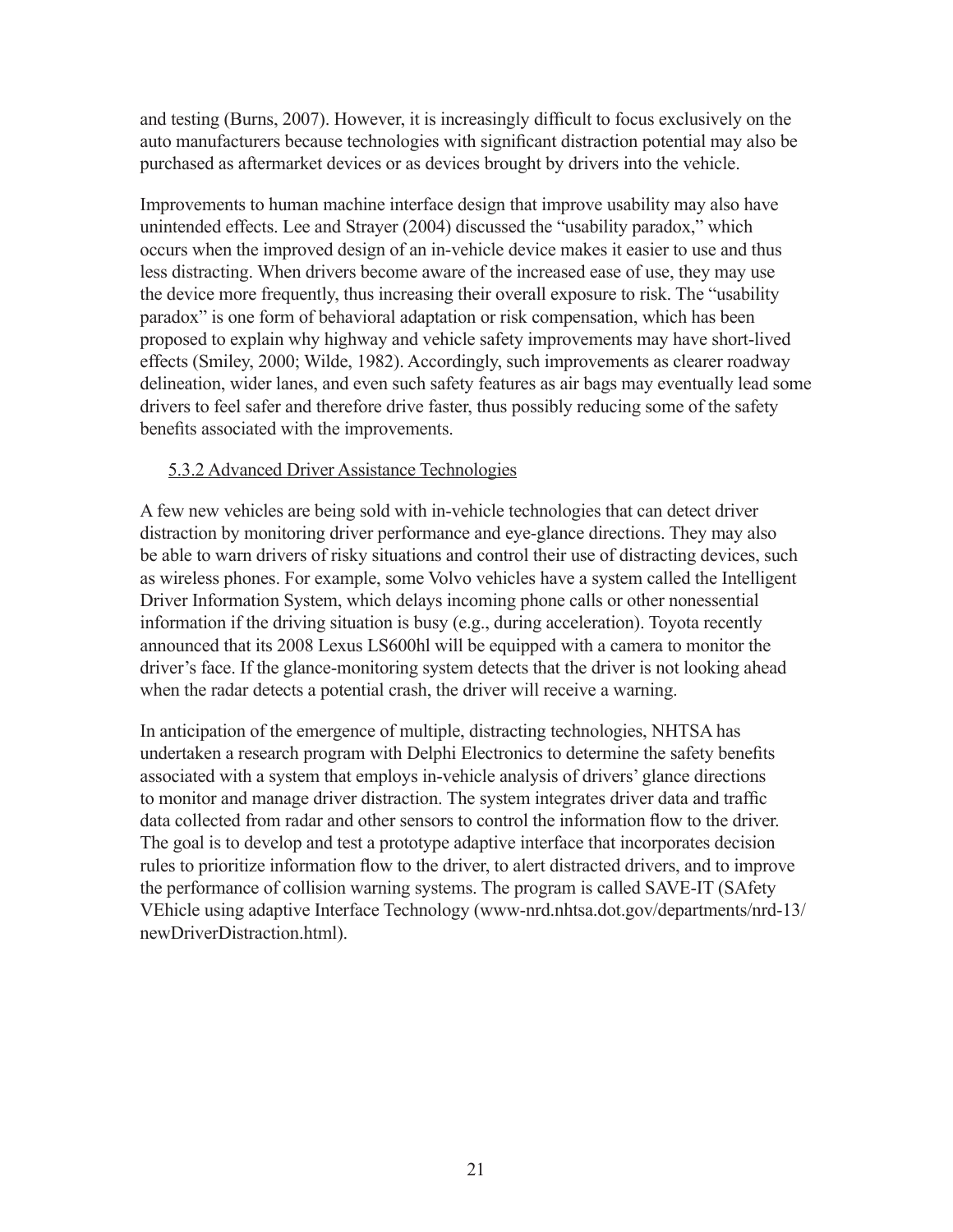and testing (Burns, 2007). However, it is increasingly difficult to focus exclusively on the auto manufacturers because technologies with significant distraction potential may also be purchased as aftermarket devices or as devices brought by drivers into the vehicle.

Improvements to human machine interface design that improve usability may also have unintended effects. Lee and Strayer (2004) discussed the "usability paradox," which occurs when the improved design of an in-vehicle device makes it easier to use and thus less distracting. When drivers become aware of the increased ease of use, they may use the device more frequently, thus increasing their overall exposure to risk. The "usability paradox" is one form of behavioral adaptation or risk compensation, which has been proposed to explain why highway and vehicle safety improvements may have short-lived effects (Smiley, 2000; Wilde, 1982). Accordingly, such improvements as clearer roadway delineation, wider lanes, and even such safety features as air bags may eventually lead some drivers to feel safer and therefore drive faster, thus possibly reducing some of the safety benefits associated with the improvements.

### 5.3.2 Advanced Driver Assistance Technologies

A few new vehicles are being sold with in-vehicle technologies that can detect driver distraction by monitoring driver performance and eye-glance directions. They may also be able to warn drivers of risky situations and control their use of distracting devices, such as wireless phones. For example, some Volvo vehicles have a system called the Intelligent Driver Information System, which delays incoming phone calls or other nonessential information if the driving situation is busy (e.g., during acceleration). Toyota recently announced that its 2008 Lexus LS600hl will be equipped with a camera to monitor the driver's face. If the glance-monitoring system detects that the driver is not looking ahead when the radar detects a potential crash, the driver will receive a warning.

In anticipation of the emergence of multiple, distracting technologies, NHTSA has undertaken a research program with Delphi Electronics to determine the safety benefits associated with a system that employs in-vehicle analysis of drivers' glance directions to monitor and manage driver distraction. The system integrates driver data and traffic data collected from radar and other sensors to control the information flow to the driver. The goal is to develop and test a prototype adaptive interface that incorporates decision rules to prioritize information flow to the driver, to alert distracted drivers, and to improve the performance of collision warning systems. The program is called SAVE-IT (SAfety VEhicle using adaptive Interface Technology (www-nrd.nhtsa.dot.gov/departments/nrd-13/newDriverDistraction.html).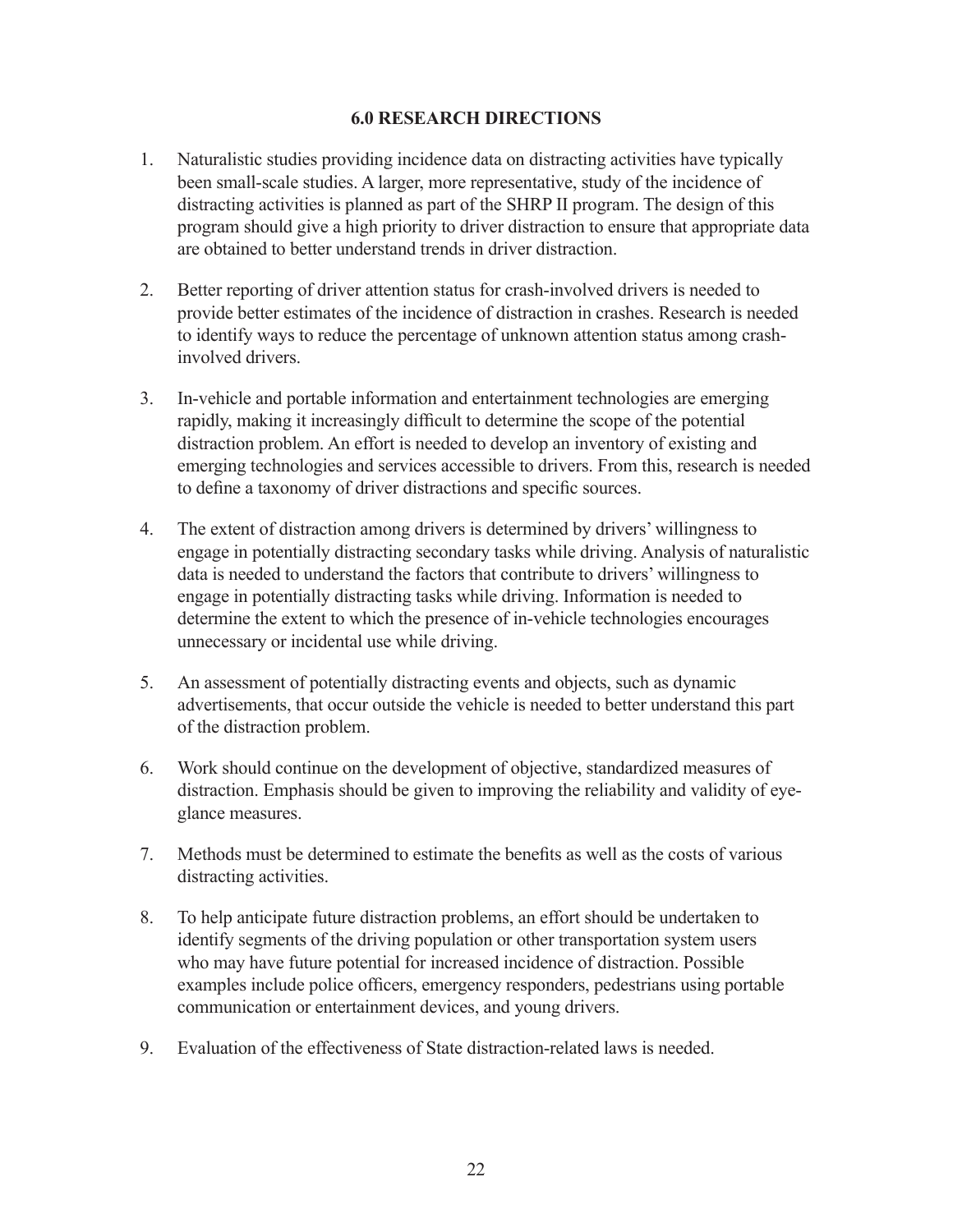## 6.0 RESEARCH DIRECTIONS

1. Naturalistic studies providing incidence data on distracting activities have typically been small-scale studies. A larger, more representative, study of the incidence of distracting activities is planned as part of the SHRP II program. The design of this program should give a high priority to driver distraction to ensure that appropriate data are obtained to better understand trends in driver distraction.

2. Better reporting of driver attention status for crash-involved drivers is needed to provide better estimates of the incidence of distraction in crashes. Research is needed to identify ways to reduce the percentage of unknown attention status among crash-involved drivers.

3. In-vehicle and portable information and entertainment technologies are emerging rapidly, making it increasingly difficult to determine the scope of the potential distraction problem. An effort is needed to develop an inventory of existing and emerging technologies and services accessible to drivers. From this, research is needed to define a taxonomy of driver distractions and specific sources.

4. The extent of distraction among drivers is determined by drivers' willingness to engage in potentially distracting secondary tasks while driving. Analysis of naturalistic data is needed to understand the factors that contribute to drivers' willingness to engage in potentially distracting tasks while driving. Information is needed to determine the extent to which the presence of in-vehicle technologies encourages unnecessary or incidental use while driving.

5. An assessment of potentially distracting events and objects, such as dynamic advertisements, that occur outside the vehicle is needed to better understand this part of the distraction problem.

6. Work should continue on the development of objective, standardized measures of distraction. Emphasis should be given to improving the reliability and validity of eye-glance measures.

7. Methods must be determined to estimate the benefits as well as the costs of various distracting activities.

8. To help anticipate future distraction problems, an effort should be undertaken to identify segments of the driving population or other transportation system users who may have future potential for increased incidence of distraction. Possible examples include police officers, emergency responders, pedestrians using portable communication or entertainment devices, and young drivers.

9. Evaluation of the effectiveness of State distraction-related laws is needed.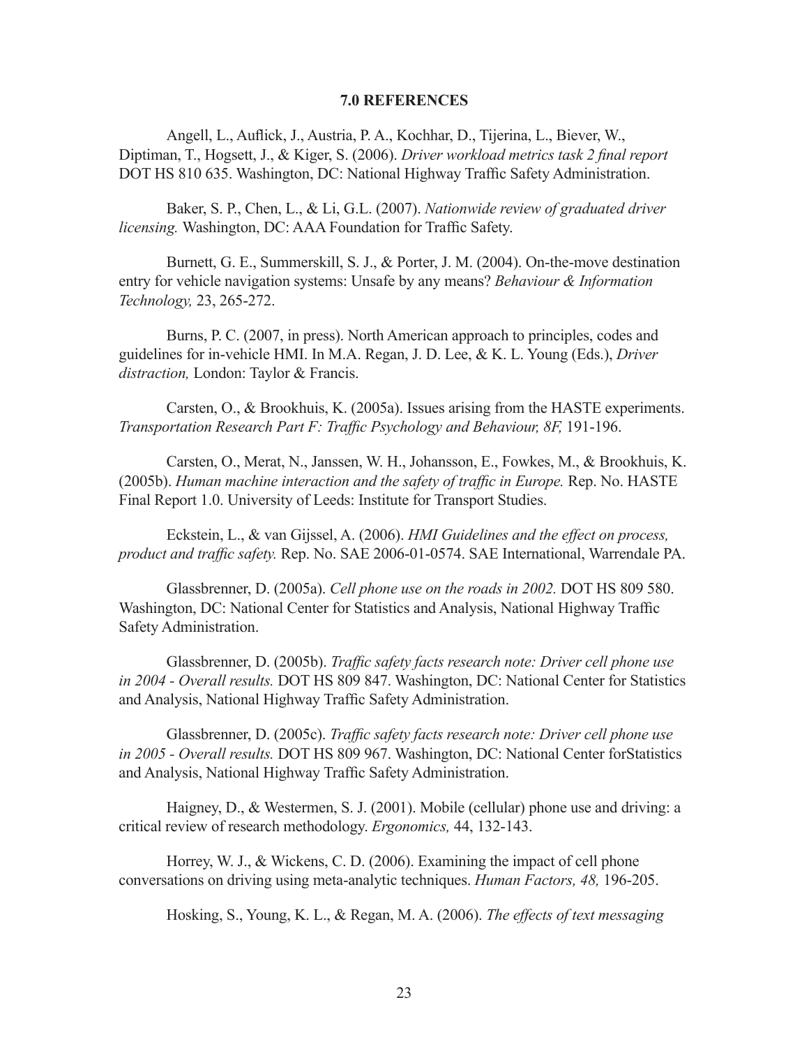## 7.0 REFERENCES

Angell, L., Auflick, J., Austria, P. A., Kochhar, D., Tijerina, L., Biever, W., Diptiman, T., Hogsett, J., & Kiger, S. (2006). *Driver workload metrics task 2 final report* DOT HS 810 635. Washington, DC: National Highway Traffic Safety Administration.

Baker, S. P., Chen, L., & Li, G.L. (2007). *Nationwide review of graduated driver licensing.* Washington, DC: AAA Foundation for Traffic Safety.

Burnett, G. E., Summerskill, S. J., & Porter, J. M. (2004). On-the-move destination entry for vehicle navigation systems: Unsafe by any means? *Behaviour & Information Technology,* 23, 265-272.

Burns, P. C. (2007, in press). North American approach to principles, codes and guidelines for in-vehicle HMI. In M.A. Regan, J. D. Lee, & K. L. Young (Eds.), *Driver distraction,* London: Taylor & Francis.

Carsten, O., & Brookhuis, K. (2005a). Issues arising from the HASTE experiments. *Transportation Research Part F: Traffic Psychology and Behaviour, 8F,* 191-196.

Carsten, O., Merat, N., Janssen, W. H., Johansson, E., Fowkes, M., & Brookhuis, K. (2005b). *Human machine interaction and the safety of traffic in Europe.* Rep. No. HASTE Final Report 1.0. University of Leeds: Institute for Transport Studies.

Eckstein, L., & van Gijssel, A. (2006). *HMI Guidelines and the effect on process, product and traffic safety.* Rep. No. SAE 2006-01-0574. SAE International, Warrendale PA.

Glassbrenner, D. (2005a). *Cell phone use on the roads in 2002.* DOT HS 809 580. Washington, DC: National Center for Statistics and Analysis, National Highway Traffic Safety Administration.

Glassbrenner, D. (2005b). *Traffic safety facts research note: Driver cell phone use in 2004 - Overall results.* DOT HS 809 847. Washington, DC: National Center for Statistics and Analysis, National Highway Traffic Safety Administration.

Glassbrenner, D. (2005c). *Traffic safety facts research note: Driver cell phone use in 2005 - Overall results.* DOT HS 809 967. Washington, DC: National Center forStatistics and Analysis, National Highway Traffic Safety Administration.

Haigney, D., & Westermen, S. J. (2001). Mobile (cellular) phone use and driving: a critical review of research methodology. *Ergonomics,* 44, 132-143.

Horrey, W. J., & Wickens, C. D. (2006). Examining the impact of cell phone conversations on driving using meta-analytic techniques. *Human Factors, 48,* 196-205.

Hosking, S., Young, K. L., & Regan, M. A. (2006). *The effects of text messaging*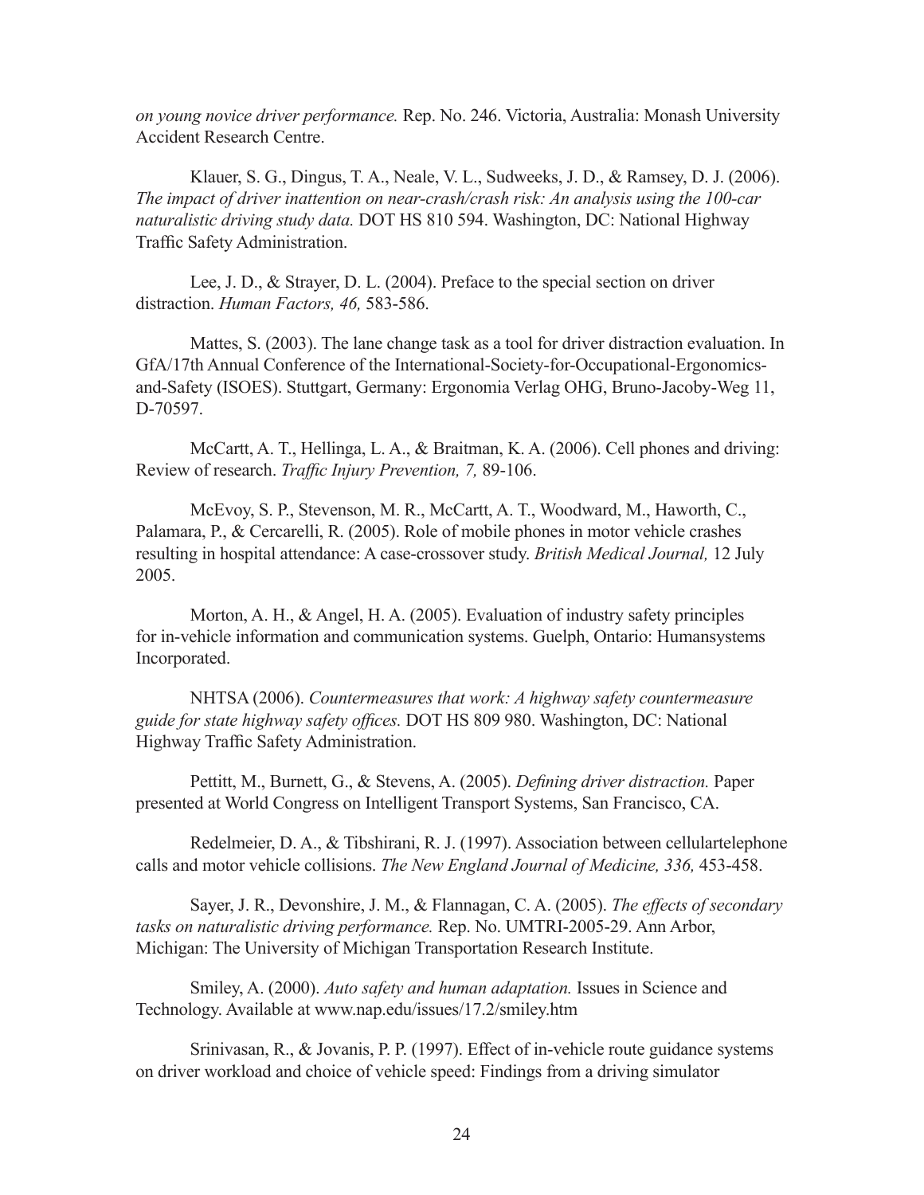*on young novice driver performance.* Rep. No. 246. Victoria, Australia: Monash University Accident Research Centre.

Klauer, S. G., Dingus, T. A., Neale, V. L., Sudweeks, J. D., & Ramsey, D. J. (2006). *The impact of driver inattention on near-crash/crash risk: An analysis using the 100-car naturalistic driving study data.* DOT HS 810 594. Washington, DC: National Highway Traffic Safety Administration.

Lee, J. D., & Strayer, D. L. (2004). Preface to the special section on driver distraction. *Human Factors, 46,* 583-586.

Mattes, S. (2003). The lane change task as a tool for driver distraction evaluation. In GfA/17th Annual Conference of the International-Society-for-Occupational-Ergonomics-and-Safety (ISOES). Stuttgart, Germany: Ergonomia Verlag OHG, Bruno-Jacoby-Weg 11, D-70597.

McCartt, A. T., Hellinga, L. A., & Braitman, K. A. (2006). Cell phones and driving: Review of research. *Traffic Injury Prevention, 7,* 89-106.

McEvoy, S. P., Stevenson, M. R., McCartt, A. T., Woodward, M., Haworth, C., Palamara, P., & Cercarelli, R. (2005). Role of mobile phones in motor vehicle crashes resulting in hospital attendance: A case-crossover study. *British Medical Journal,* 12 July 2005.

Morton, A. H., & Angel, H. A. (2005). Evaluation of industry safety principles for in-vehicle information and communication systems. Guelph, Ontario: Humansystems Incorporated.

NHTSA (2006). *Countermeasures that work: A highway safety countermeasure guide for state highway safety offices.* DOT HS 809 980. Washington, DC: National Highway Traffic Safety Administration.

Pettitt, M., Burnett, G., & Stevens, A. (2005). *Defining driver distraction.* Paper presented at World Congress on Intelligent Transport Systems, San Francisco, CA.

Redelmeier, D. A., & Tibshirani, R. J. (1997). Association between cellulartelephone calls and motor vehicle collisions. *The New England Journal of Medicine, 336,* 453-458.

Sayer, J. R., Devonshire, J. M., & Flannagan, C. A. (2005). *The effects of secondary tasks on naturalistic driving performance.* Rep. No. UMTRI-2005-29. Ann Arbor, Michigan: The University of Michigan Transportation Research Institute.

Smiley, A. (2000). *Auto safety and human adaptation.* Issues in Science and Technology. Available at www.nap.edu/issues/17.2/smiley.htm

Srinivasan, R., & Jovanis, P. P. (1997). Effect of in-vehicle route guidance systems on driver workload and choice of vehicle speed: Findings from a driving simulator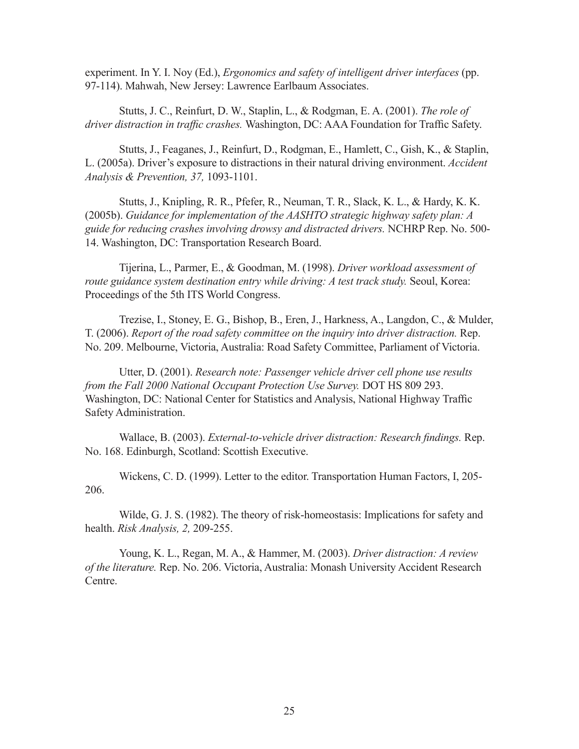experiment. In Y. I. Noy (Ed.), *Ergonomics and safety of intelligent driver interfaces* (pp. 97-114). Mahwah, New Jersey: Lawrence Earlbaum Associates.

Stutts, J. C., Reinfurt, D. W., Staplin, L., & Rodgman, E. A. (2001). *The role of driver distraction in traffic crashes.* Washington, DC: AAA Foundation for Traffic Safety.

Stutts, J., Feaganes, J., Reinfurt, D., Rodgman, E., Hamlett, C., Gish, K., & Staplin, L. (2005a). Driver's exposure to distractions in their natural driving environment. *Accident Analysis & Prevention, 37,* 1093-1101.

Stutts, J., Knipling, R. R., Pfefer, R., Neuman, T. R., Slack, K. L., & Hardy, K. K. (2005b). *Guidance for implementation of the AASHTO strategic highway safety plan: A guide for reducing crashes involving drowsy and distracted drivers.* NCHRP Rep. No. 500-14. Washington, DC: Transportation Research Board.

Tijerina, L., Parmer, E., & Goodman, M. (1998). *Driver workload assessment of route guidance system destination entry while driving: A test track study.* Seoul, Korea: Proceedings of the 5th ITS World Congress.

Trezise, I., Stoney, E. G., Bishop, B., Eren, J., Harkness, A., Langdon, C., & Mulder, T. (2006). *Report of the road safety committee on the inquiry into driver distraction.* Rep. No. 209. Melbourne, Victoria, Australia: Road Safety Committee, Parliament of Victoria.

Utter, D. (2001). *Research note: Passenger vehicle driver cell phone use results from the Fall 2000 National Occupant Protection Use Survey.* DOT HS 809 293. Washington, DC: National Center for Statistics and Analysis, National Highway Traffic Safety Administration.

Wallace, B. (2003). *External-to-vehicle driver distraction: Research findings.* Rep. No. 168. Edinburgh, Scotland: Scottish Executive.

Wickens, C. D. (1999). Letter to the editor. Transportation Human Factors, I, 205-206.

Wilde, G. J. S. (1982). The theory of risk-homeostasis: Implications for safety and health. *Risk Analysis, 2,* 209-255.

Young, K. L., Regan, M. A., & Hammer, M. (2003). *Driver distraction: A review of the literature.* Rep. No. 206. Victoria, Australia: Monash University Accident Research Centre.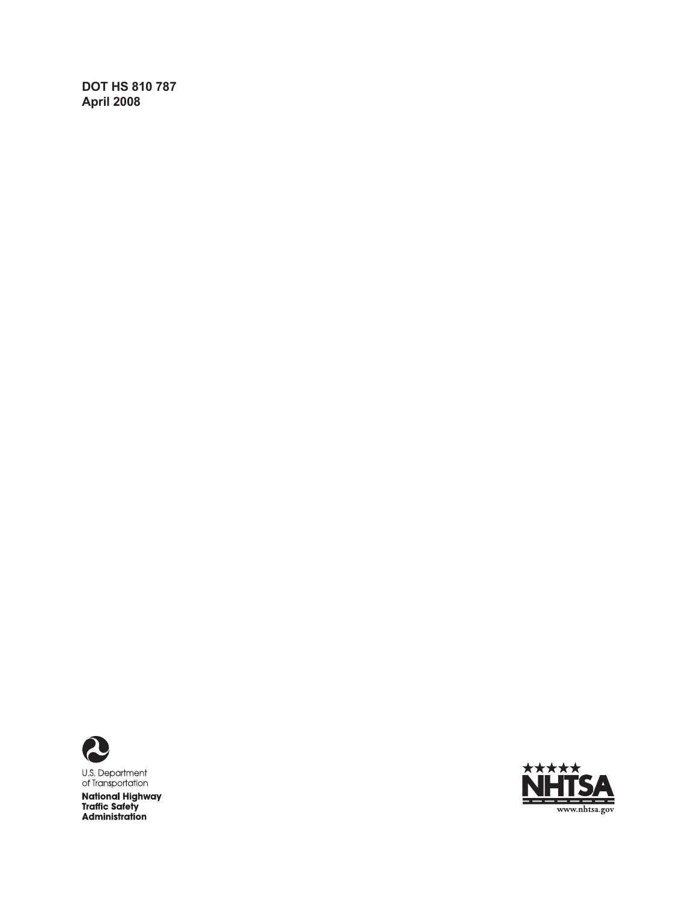**DOT HS 810 787**
**April 2008**

U.S. Department
of Transportation

**National Highway**
**Traffic Safety**
**Administration**

NHTSA
www.nhtsa.gov